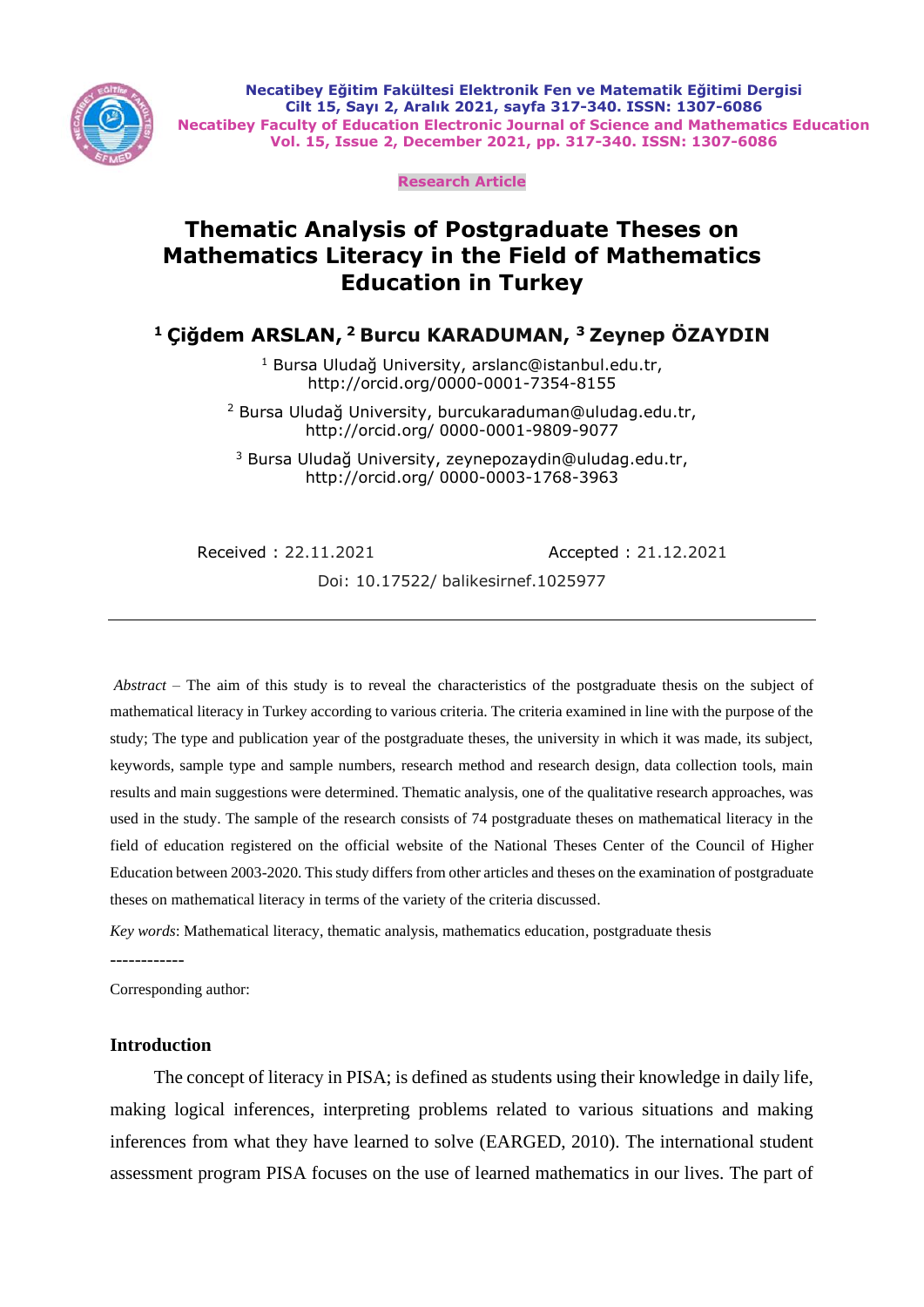Necatibey Eğitim Fakültesi Elektronik Fen ve Matematik Eğitimi Dergisi
Cilt 15, Sayı 2, Aralık 2021, sayfa 317-340. ISSN: 1307-6086
Necatibey Faculty of Education Electronic Journal of Science and Mathematics Education
Vol. 15, Issue 2, December 2021, pp. 317-340. ISSN: 1307-6086

**Research Article**

# Thematic Analysis of Postgraduate Theses on Mathematics Literacy in the Field of Mathematics Education in Turkey

**[1] Çiğdem ARSLAN, [2] Burcu KARADUMAN, [3] Zeynep ÖZAYDIN**

[1] Bursa Uludağ University, arslanc@istanbul.edu.tr, http://orcid.org/0000-0001-7354-8155

[2] Bursa Uludağ University, burcukaraduman@uludag.edu.tr, http://orcid.org/ 0000-0001-9809-9077

[3] Bursa Uludağ University, zeynepozaydin@uludag.edu.tr, http://orcid.org/ 0000-0003-1768-3963

Received : 22.11.2021 Accepted : 21.12.2021

Doi: 10.17522/ balikesirnef.1025977

---

*Abstract* – The aim of this study is to reveal the characteristics of the postgraduate thesis on the subject of mathematical literacy in Turkey according to various criteria. The criteria examined in line with the purpose of the study; The type and publication year of the postgraduate theses, the university in which it was made, its subject, keywords, sample type and sample numbers, research method and research design, data collection tools, main results and main suggestions were determined. Thematic analysis, one of the qualitative research approaches, was used in the study. The sample of the research consists of 74 postgraduate theses on mathematical literacy in the field of education registered on the official website of the National Theses Center of the Council of Higher Education between 2003-2020. This study differs from other articles and theses on the examination of postgraduate theses on mathematical literacy in terms of the variety of the criteria discussed.

*Key words*: Mathematical literacy, thematic analysis, mathematics education, postgraduate thesis

------------

Corresponding author:

## Introduction

The concept of literacy in PISA; is defined as students using their knowledge in daily life, making logical inferences, interpreting problems related to various situations and making inferences from what they have learned to solve (EARGED, 2010). The international student assessment program PISA focuses on the use of learned mathematics in our lives. The part of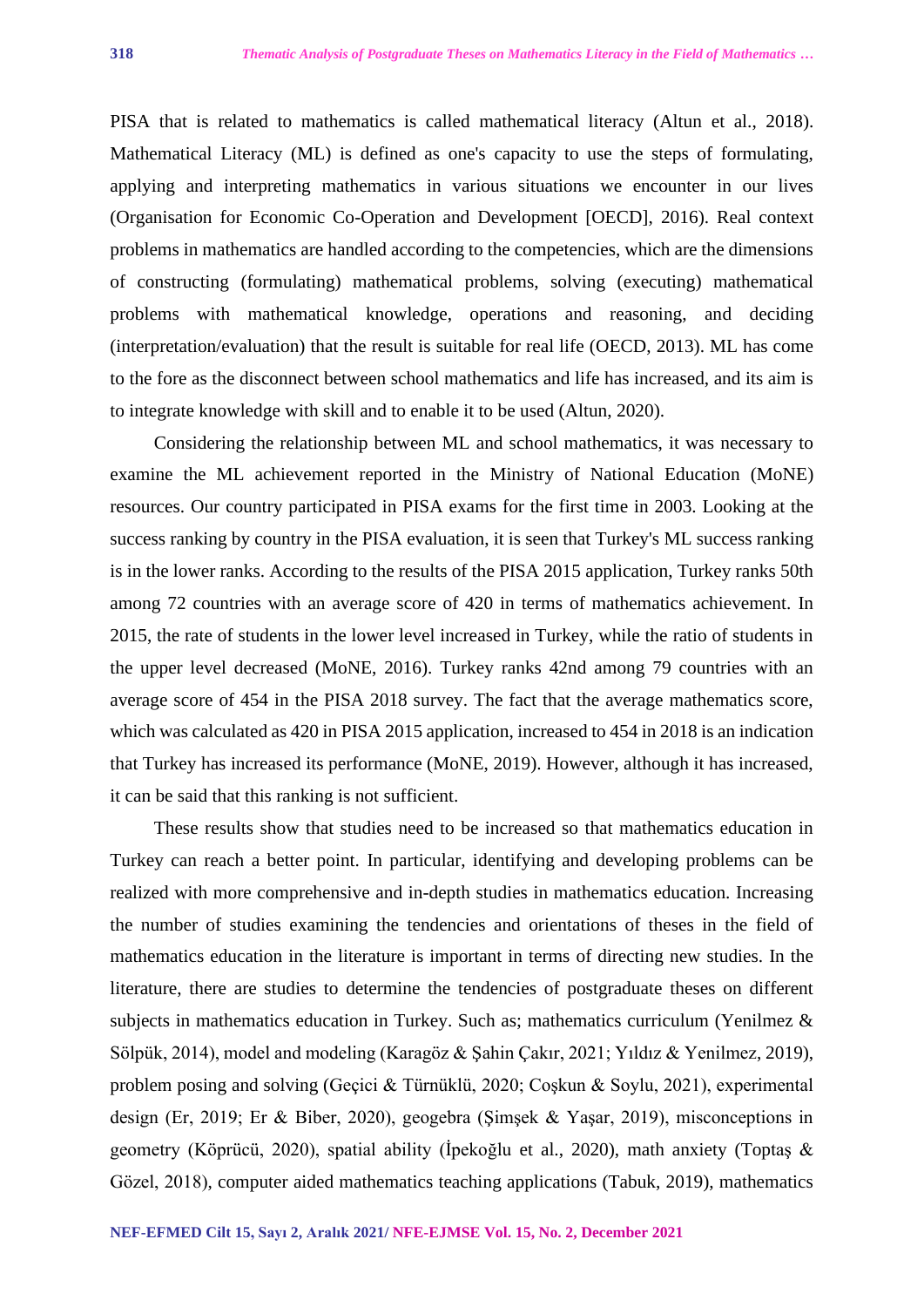PISA that is related to mathematics is called mathematical literacy (Altun et al., 2018). Mathematical Literacy (ML) is defined as one's capacity to use the steps of formulating, applying and interpreting mathematics in various situations we encounter in our lives (Organisation for Economic Co-Operation and Development [OECD], 2016). Real context problems in mathematics are handled according to the competencies, which are the dimensions of constructing (formulating) mathematical problems, solving (executing) mathematical problems with mathematical knowledge, operations and reasoning, and deciding (interpretation/evaluation) that the result is suitable for real life (OECD, 2013). ML has come to the fore as the disconnect between school mathematics and life has increased, and its aim is to integrate knowledge with skill and to enable it to be used (Altun, 2020).

Considering the relationship between ML and school mathematics, it was necessary to examine the ML achievement reported in the Ministry of National Education (MoNE) resources. Our country participated in PISA exams for the first time in 2003. Looking at the success ranking by country in the PISA evaluation, it is seen that Turkey's ML success ranking is in the lower ranks. According to the results of the PISA 2015 application, Turkey ranks 50th among 72 countries with an average score of 420 in terms of mathematics achievement. In 2015, the rate of students in the lower level increased in Turkey, while the ratio of students in the upper level decreased (MoNE, 2016). Turkey ranks 42nd among 79 countries with an average score of 454 in the PISA 2018 survey. The fact that the average mathematics score, which was calculated as 420 in PISA 2015 application, increased to 454 in 2018 is an indication that Turkey has increased its performance (MoNE, 2019). However, although it has increased, it can be said that this ranking is not sufficient.

These results show that studies need to be increased so that mathematics education in Turkey can reach a better point. In particular, identifying and developing problems can be realized with more comprehensive and in-depth studies in mathematics education. Increasing the number of studies examining the tendencies and orientations of theses in the field of mathematics education in the literature is important in terms of directing new studies. In the literature, there are studies to determine the tendencies of postgraduate theses on different subjects in mathematics education in Turkey. Such as; mathematics curriculum (Yenilmez & Sölpük, 2014), model and modeling (Karagöz & Şahin Çakır, 2021; Yıldız & Yenilmez, 2019), problem posing and solving (Geçici & Türnüklü, 2020; Coşkun & Soylu, 2021), experimental design (Er, 2019; Er & Biber, 2020), geogebra (Şimşek & Yaşar, 2019), misconceptions in geometry (Köprücü, 2020), spatial ability (İpekoğlu et al., 2020), math anxiety (Toptaş & Gözel, 2018), computer aided mathematics teaching applications (Tabuk, 2019), mathematics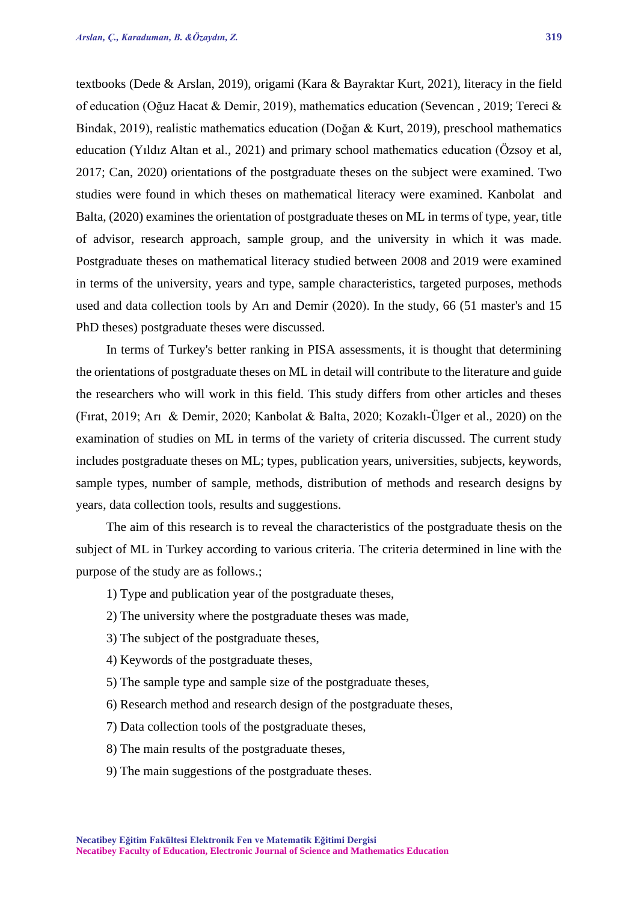textbooks (Dede & Arslan, 2019), origami (Kara & Bayraktar Kurt, 2021), literacy in the field of education (Oğuz Hacat & Demir, 2019), mathematics education (Sevencan , 2019; Tereci & Bindak, 2019), realistic mathematics education (Doğan & Kurt, 2019), preschool mathematics education (Yıldız Altan et al., 2021) and primary school mathematics education (Özsoy et al, 2017; Can, 2020) orientations of the postgraduate theses on the subject were examined. Two studies were found in which theses on mathematical literacy were examined. Kanbolat and Balta, (2020) examines the orientation of postgraduate theses on ML in terms of type, year, title of advisor, research approach, sample group, and the university in which it was made. Postgraduate theses on mathematical literacy studied between 2008 and 2019 were examined in terms of the university, years and type, sample characteristics, targeted purposes, methods used and data collection tools by Arı and Demir (2020). In the study, 66 (51 master's and 15 PhD theses) postgraduate theses were discussed.

In terms of Turkey's better ranking in PISA assessments, it is thought that determining the orientations of postgraduate theses on ML in detail will contribute to the literature and guide the researchers who will work in this field. This study differs from other articles and theses (Fırat, 2019; Arı & Demir, 2020; Kanbolat & Balta, 2020; Kozaklı-Ülger et al., 2020) on the examination of studies on ML in terms of the variety of criteria discussed. The current study includes postgraduate theses on ML; types, publication years, universities, subjects, keywords, sample types, number of sample, methods, distribution of methods and research designs by years, data collection tools, results and suggestions.

The aim of this research is to reveal the characteristics of the postgraduate thesis on the subject of ML in Turkey according to various criteria. The criteria determined in line with the purpose of the study are as follows.;

1) Type and publication year of the postgraduate theses,
2) The university where the postgraduate theses was made,
3) The subject of the postgraduate theses,
4) Keywords of the postgraduate theses,
5) The sample type and sample size of the postgraduate theses,
6) Research method and research design of the postgraduate theses,
7) Data collection tools of the postgraduate theses,
8) The main results of the postgraduate theses,
9) The main suggestions of the postgraduate theses.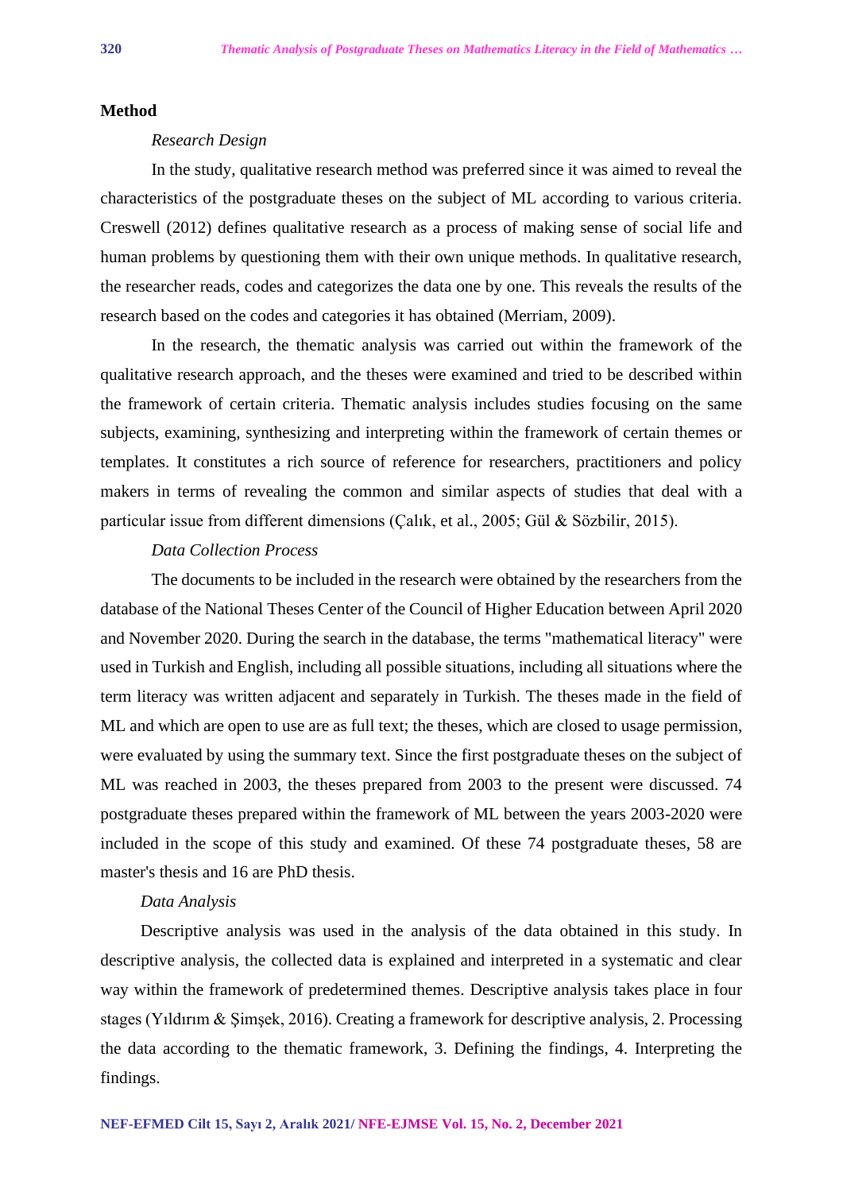## Method

### *Research Design*

In the study, qualitative research method was preferred since it was aimed to reveal the characteristics of the postgraduate theses on the subject of ML according to various criteria. Creswell (2012) defines qualitative research as a process of making sense of social life and human problems by questioning them with their own unique methods. In qualitative research, the researcher reads, codes and categorizes the data one by one. This reveals the results of the research based on the codes and categories it has obtained (Merriam, 2009).

In the research, the thematic analysis was carried out within the framework of the qualitative research approach, and the theses were examined and tried to be described within the framework of certain criteria. Thematic analysis includes studies focusing on the same subjects, examining, synthesizing and interpreting within the framework of certain themes or templates. It constitutes a rich source of reference for researchers, practitioners and policy makers in terms of revealing the common and similar aspects of studies that deal with a particular issue from different dimensions (Çalık, et al., 2005; Gül & Sözbilir, 2015).

### *Data Collection Process*

The documents to be included in the research were obtained by the researchers from the database of the National Theses Center of the Council of Higher Education between April 2020 and November 2020. During the search in the database, the terms "mathematical literacy" were used in Turkish and English, including all possible situations, including all situations where the term literacy was written adjacent and separately in Turkish. The theses made in the field of ML and which are open to use are as full text; the theses, which are closed to usage permission, were evaluated by using the summary text. Since the first postgraduate theses on the subject of ML was reached in 2003, the theses prepared from 2003 to the present were discussed. 74 postgraduate theses prepared within the framework of ML between the years 2003-2020 were included in the scope of this study and examined. Of these 74 postgraduate theses, 58 are master's thesis and 16 are PhD thesis.

### *Data Analysis*

Descriptive analysis was used in the analysis of the data obtained in this study. In descriptive analysis, the collected data is explained and interpreted in a systematic and clear way within the framework of predetermined themes. Descriptive analysis takes place in four stages (Yıldırım & Şimşek, 2016). Creating a framework for descriptive analysis, 2. Processing the data according to the thematic framework, 3. Defining the findings, 4. Interpreting the findings.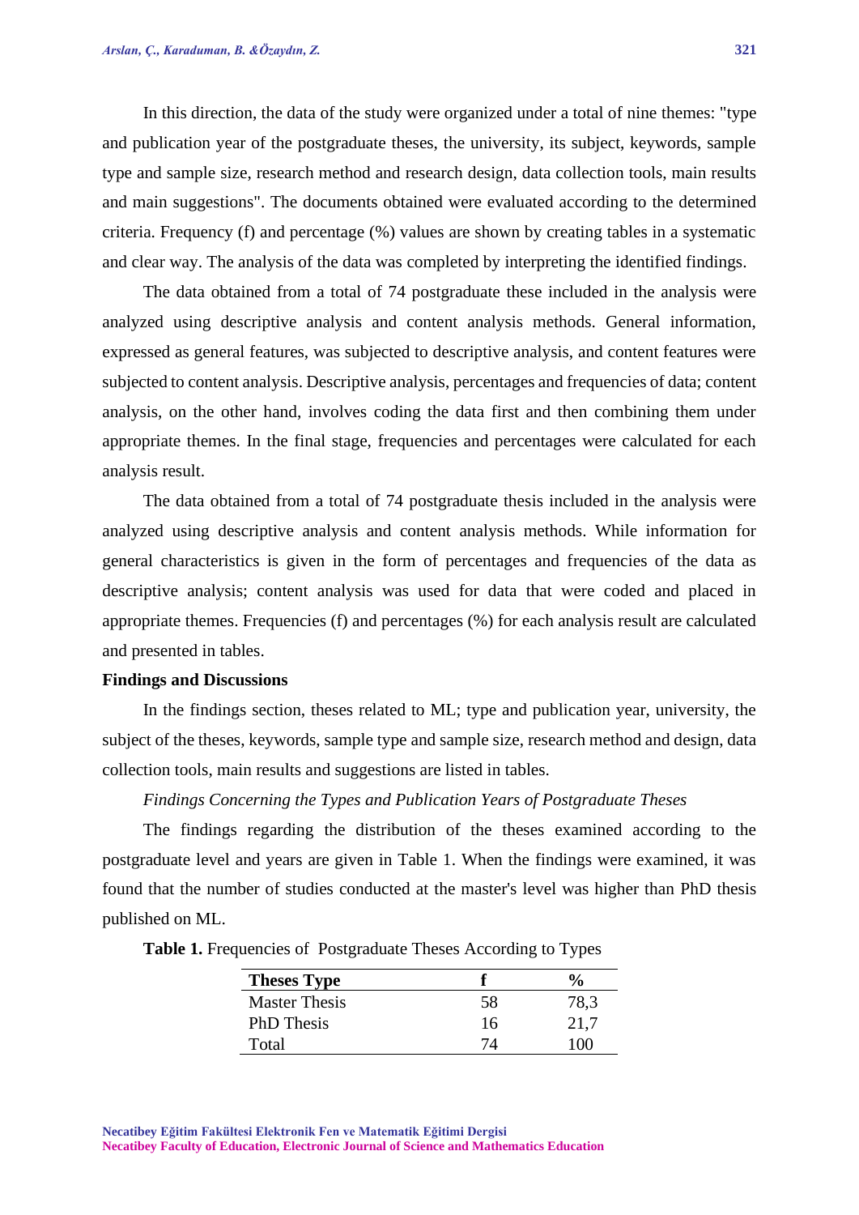In this direction, the data of the study were organized under a total of nine themes: "type and publication year of the postgraduate theses, the university, its subject, keywords, sample type and sample size, research method and research design, data collection tools, main results and main suggestions". The documents obtained were evaluated according to the determined criteria. Frequency (f) and percentage (%) values are shown by creating tables in a systematic and clear way. The analysis of the data was completed by interpreting the identified findings.

The data obtained from a total of 74 postgraduate these included in the analysis were analyzed using descriptive analysis and content analysis methods. General information, expressed as general features, was subjected to descriptive analysis, and content features were subjected to content analysis. Descriptive analysis, percentages and frequencies of data; content analysis, on the other hand, involves coding the data first and then combining them under appropriate themes. In the final stage, frequencies and percentages were calculated for each analysis result.

The data obtained from a total of 74 postgraduate thesis included in the analysis were analyzed using descriptive analysis and content analysis methods. While information for general characteristics is given in the form of percentages and frequencies of the data as descriptive analysis; content analysis was used for data that were coded and placed in appropriate themes. Frequencies (f) and percentages (%) for each analysis result are calculated and presented in tables.

## Findings and Discussions

In the findings section, theses related to ML; type and publication year, university, the subject of the theses, keywords, sample type and sample size, research method and design, data collection tools, main results and suggestions are listed in tables.

### *Findings Concerning the Types and Publication Years of Postgraduate Theses*

The findings regarding the distribution of the theses examined according to the postgraduate level and years are given in Table 1. When the findings were examined, it was found that the number of studies conducted at the master's level was higher than PhD thesis published on ML.

**Table 1.** Frequencies of Postgraduate Theses According to Types

| Theses Type | f | % |
|---|---|---|
| Master Thesis | 58 | 78,3 |
| PhD Thesis | 16 | 21,7 |
| Total | 74 | 100 |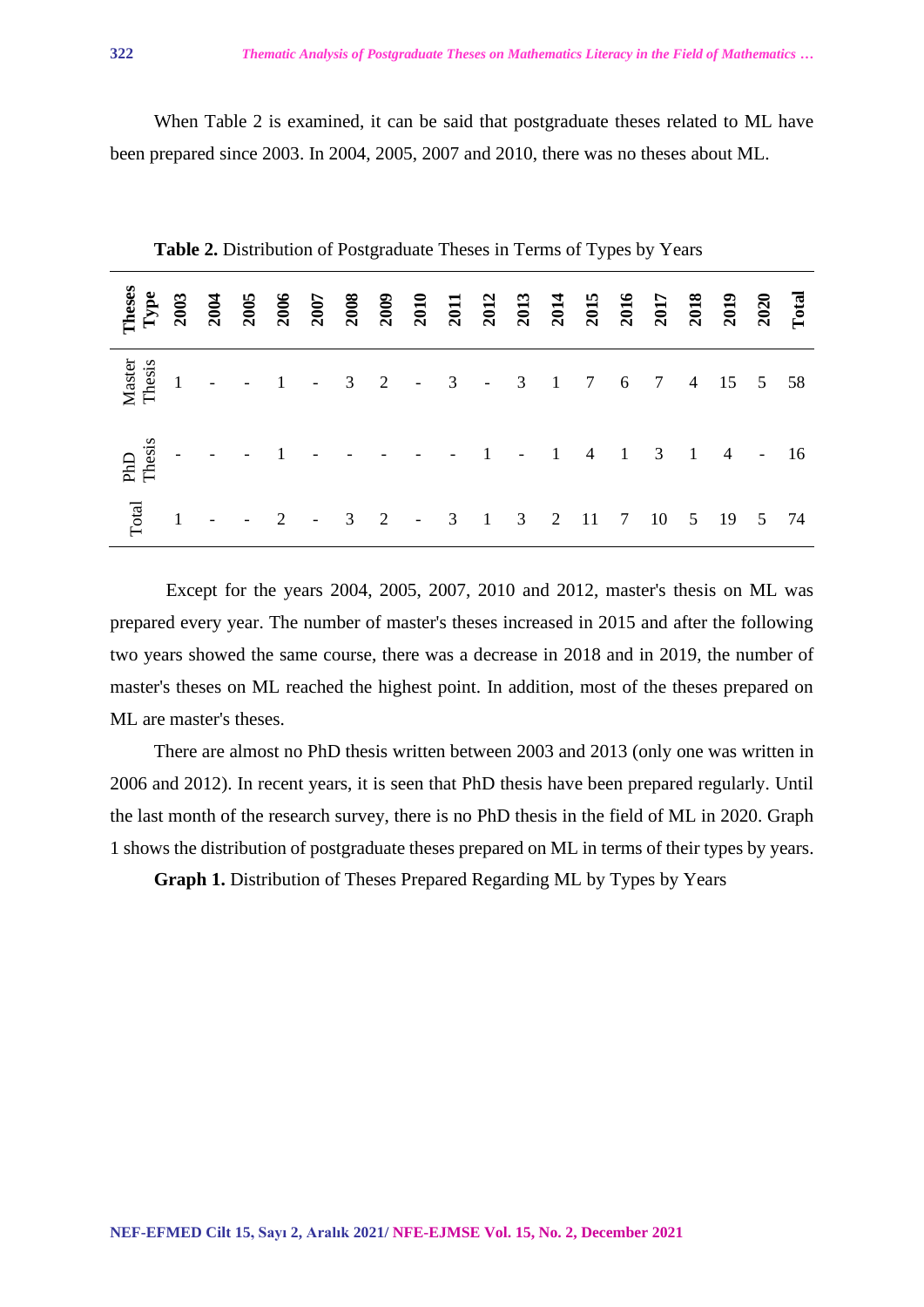When Table 2 is examined, it can be said that postgraduate theses related to ML have been prepared since 2003. In 2004, 2005, 2007 and 2010, there was no theses about ML.

**Table 2.** Distribution of Postgraduate Theses in Terms of Types by Years

| Theses Type | 2003 | 2004 | 2005 | 2006 | 2007 | 2008 | 2009 | 2010 | 2011 | 2012 | 2013 | 2014 | 2015 | 2016 | 2017 | 2018 | 2019 | 2020 | Total |
|---|---|---|---|---|---|---|---|---|---|---|---|---|---|---|---|---|---|---|---|
| Master Thesis | 1 | - | - | 1 | - | 3 | 2 | - | 3 | - | 3 | 1 | 7 | 6 | 7 | 4 | 15 | 5 | 58 |
| PhD Thesis | - | - | - | 1 | - | - | - | - | - | 1 | - | 1 | 4 | 1 | 3 | 1 | 4 | - | 16 |
| Total | 1 | - | - | 2 | - | 3 | 2 | - | 3 | 1 | 3 | 2 | 11 | 7 | 10 | 5 | 19 | 5 | 74 |

Except for the years 2004, 2005, 2007, 2010 and 2012, master's thesis on ML was prepared every year. The number of master's theses increased in 2015 and after the following two years showed the same course, there was a decrease in 2018 and in 2019, the number of master's theses on ML reached the highest point. In addition, most of the theses prepared on ML are master's theses.

There are almost no PhD thesis written between 2003 and 2013 (only one was written in 2006 and 2012). In recent years, it is seen that PhD thesis have been prepared regularly. Until the last month of the research survey, there is no PhD thesis in the field of ML in 2020. Graph 1 shows the distribution of postgraduate theses prepared on ML in terms of their types by years.

**Graph 1.** Distribution of Theses Prepared Regarding ML by Types by Years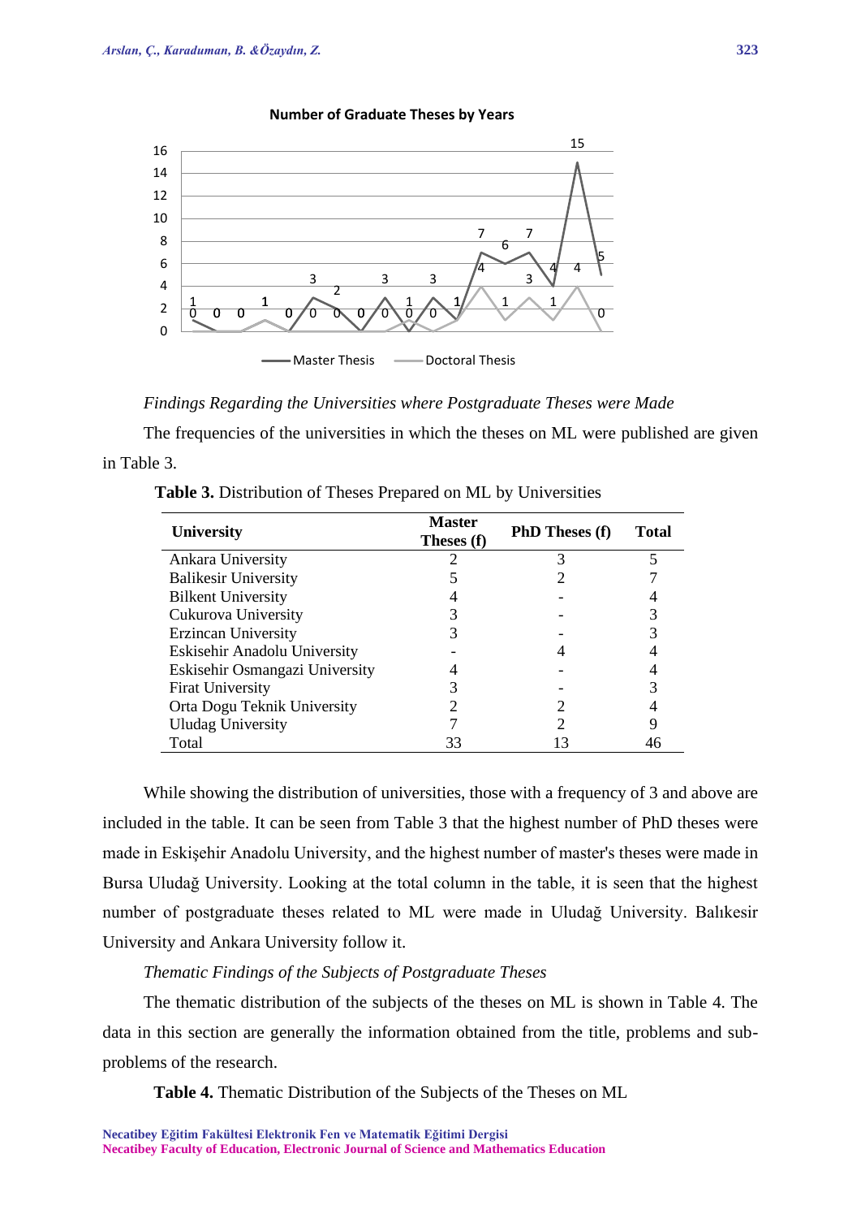**Number of Graduate Theses by Years**

*Findings Regarding the Universities where Postgraduate Theses were Made*

The frequencies of the universities in which the theses on ML were published are given in Table 3.

**Table 3.** Distribution of Theses Prepared on ML by Universities

| University | Master Theses (f) | PhD Theses (f) | Total |
|---|---|---|---|
| Ankara University | 2 | 3 | 5 |
| Balikesir University | 5 | 2 | 7 |
| Bilkent University | 4 | - | 4 |
| Cukurova University | 3 | - | 3 |
| Erzincan University | 3 | - | 3 |
| Eskisehir Anadolu University | - | 4 | 4 |
| Eskisehir Osmangazi University | 4 | - | 4 |
| Firat University | 3 | - | 3 |
| Orta Dogu Teknik University | 2 | 2 | 4 |
| Uludag University | 7 | 2 | 9 |
| Total | 33 | 13 | 46 |

While showing the distribution of universities, those with a frequency of 3 and above are included in the table. It can be seen from Table 3 that the highest number of PhD theses were made in Eskişehir Anadolu University, and the highest number of master's theses were made in Bursa Uludağ University. Looking at the total column in the table, it is seen that the highest number of postgraduate theses related to ML were made in Uludağ University. Balıkesir University and Ankara University follow it.

*Thematic Findings of the Subjects of Postgraduate Theses*

The thematic distribution of the subjects of the theses on ML is shown in Table 4. The data in this section are generally the information obtained from the title, problems and sub-problems of the research.

**Table 4.** Thematic Distribution of the Subjects of the Theses on ML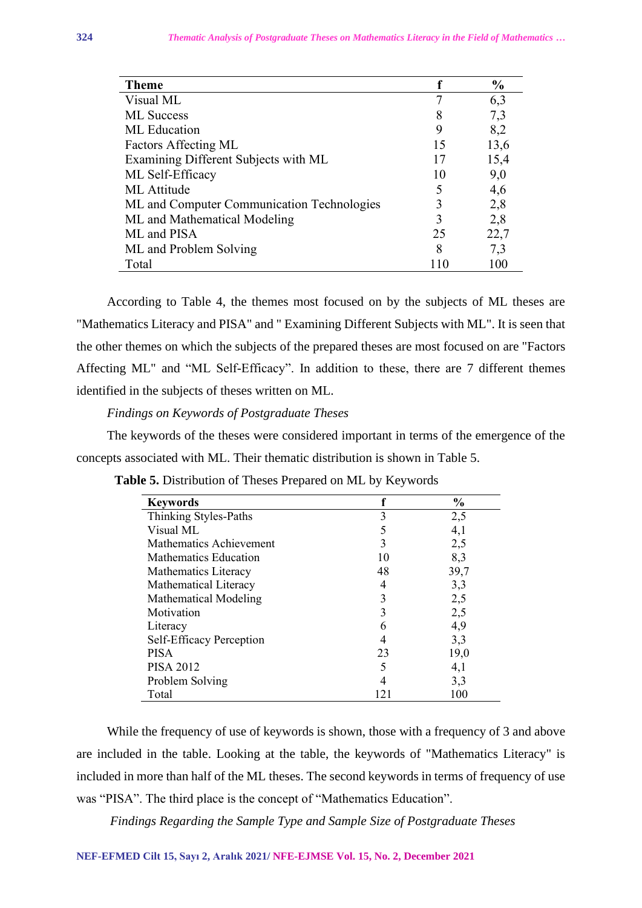| Theme | f | % |
|---|---|---|
| Visual ML | 7 | 6,3 |
| ML Success | 8 | 7,3 |
| ML Education | 9 | 8,2 |
| Factors Affecting ML | 15 | 13,6 |
| Examining Different Subjects with ML | 17 | 15,4 |
| ML Self-Efficacy | 10 | 9,0 |
| ML Attitude | 5 | 4,6 |
| ML and Computer Communication Technologies | 3 | 2,8 |
| ML and Mathematical Modeling | 3 | 2,8 |
| ML and PISA | 25 | 22,7 |
| ML and Problem Solving | 8 | 7,3 |
| Total | 110 | 100 |

According to Table 4, the themes most focused on by the subjects of ML theses are "Mathematics Literacy and PISA" and " Examining Different Subjects with ML". It is seen that the other themes on which the subjects of the prepared theses are most focused on are "Factors Affecting ML" and "ML Self-Efficacy". In addition to these, there are 7 different themes identified in the subjects of theses written on ML.

*Findings on Keywords of Postgraduate Theses*

The keywords of the theses were considered important in terms of the emergence of the concepts associated with ML. Their thematic distribution is shown in Table 5.

**Table 5.** Distribution of Theses Prepared on ML by Keywords

| Keywords | f | % |
|---|---|---|
| Thinking Styles-Paths | 3 | 2,5 |
| Visual ML | 5 | 4,1 |
| Mathematics Achievement | 3 | 2,5 |
| Mathematics Education | 10 | 8,3 |
| Mathematics Literacy | 48 | 39,7 |
| Mathematical Literacy | 4 | 3,3 |
| Mathematical Modeling | 3 | 2,5 |
| Motivation | 3 | 2,5 |
| Literacy | 6 | 4,9 |
| Self-Efficacy Perception | 4 | 3,3 |
| PISA | 23 | 19,0 |
| PISA 2012 | 5 | 4,1 |
| Problem Solving | 4 | 3,3 |
| Total | 121 | 100 |

While the frequency of use of keywords is shown, those with a frequency of 3 and above are included in the table. Looking at the table, the keywords of "Mathematics Literacy" is included in more than half of the ML theses. The second keywords in terms of frequency of use was "PISA". The third place is the concept of "Mathematics Education".

*Findings Regarding the Sample Type and Sample Size of Postgraduate Theses*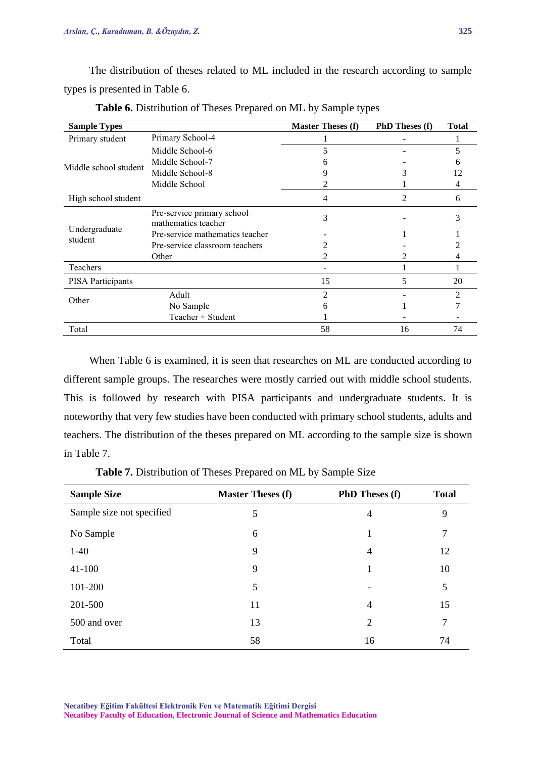The distribution of theses related to ML included in the research according to sample types is presented in Table 6.

**Table 6.** Distribution of Theses Prepared on ML by Sample types

| Sample Types | | Master Theses (f) | PhD Theses (f) | Total |
|---|---|---|---|---|
| Primary student | Primary School-4 | 1 | - | 1 |
| Middle school student | Middle School-6 | 5 | - | 5 |
| | Middle School-7 | 6 | - | 6 |
| | Middle School-8 | 9 | 3 | 12 |
| | Middle School | 2 | 1 | 4 |
| High school student | | 4 | 2 | 6 |
| Undergraduate student | Pre-service primary school mathematics teacher | 3 | - | 3 |
| | Pre-service mathematics teacher | - | 1 | 1 |
| | Pre-service classroom teachers | 2 | - | 2 |
| | Other | 2 | 2 | 4 |
| Teachers | | - | 1 | 1 |
| PISA Participants | | 15 | 5 | 20 |
| Other | Adult | 2 | - | 2 |
| | No Sample | 6 | 1 | 7 |
| | Teacher + Student | 1 | - | - |
| Total | | 58 | 16 | 74 |

When Table 6 is examined, it is seen that researches on ML are conducted according to different sample groups. The researches were mostly carried out with middle school students. This is followed by research with PISA participants and undergraduate students. It is noteworthy that very few studies have been conducted with primary school students, adults and teachers. The distribution of the theses prepared on ML according to the sample size is shown in Table 7.

**Table 7.** Distribution of Theses Prepared on ML by Sample Size

| Sample Size | Master Theses (f) | PhD Theses (f) | Total |
|---|---|---|---|
| Sample size not specified | 5 | 4 | 9 |
| No Sample | 6 | 1 | 7 |
| 1-40 | 9 | 4 | 12 |
| 41-100 | 9 | 1 | 10 |
| 101-200 | 5 | - | 5 |
| 201-500 | 11 | 4 | 15 |
| 500 and over | 13 | 2 | 7 |
| Total | 58 | 16 | 74 |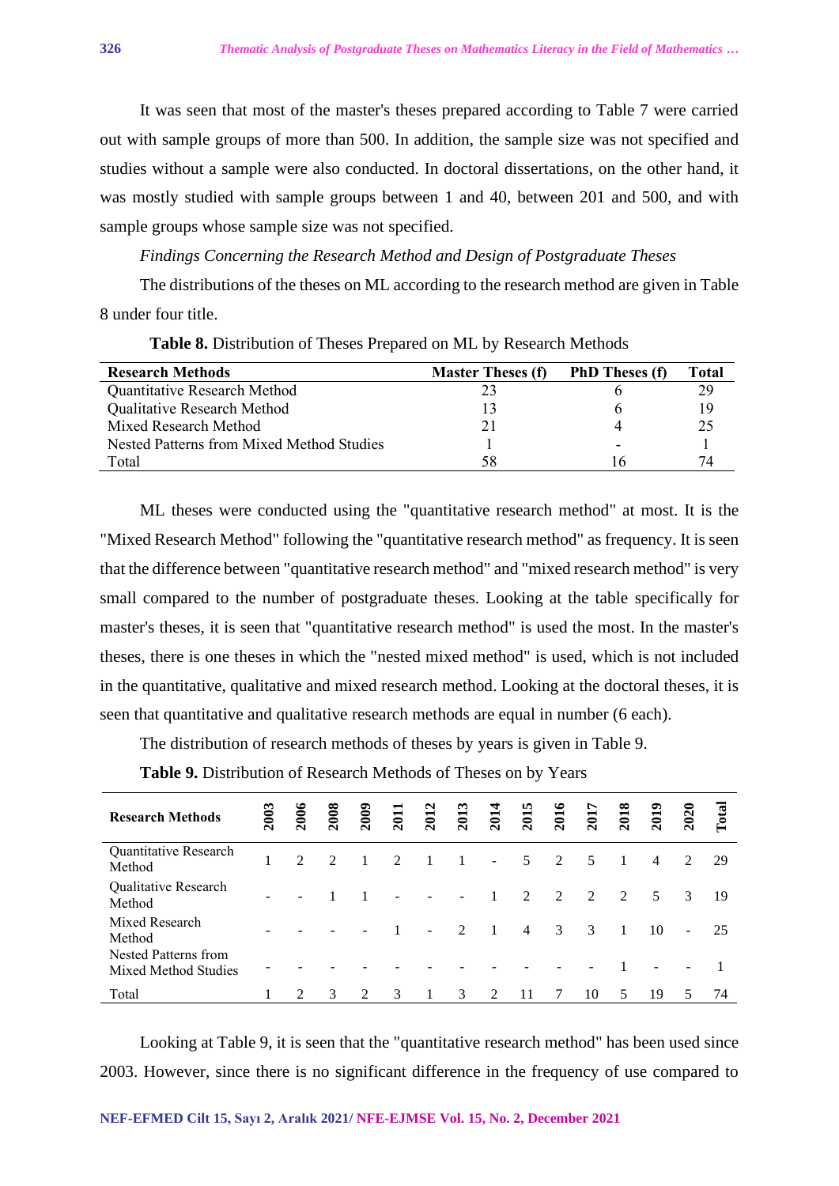It was seen that most of the master's theses prepared according to Table 7 were carried out with sample groups of more than 500. In addition, the sample size was not specified and studies without a sample were also conducted. In doctoral dissertations, on the other hand, it was mostly studied with sample groups between 1 and 40, between 201 and 500, and with sample groups whose sample size was not specified.

*Findings Concerning the Research Method and Design of Postgraduate Theses*

The distributions of the theses on ML according to the research method are given in Table 8 under four title.

**Table 8.** Distribution of Theses Prepared on ML by Research Methods

| Research Methods | Master Theses (f) | PhD Theses (f) | Total |
|---|---|---|---|
| Quantitative Research Method | 23 | 6 | 29 |
| Qualitative Research Method | 13 | 6 | 19 |
| Mixed Research Method | 21 | 4 | 25 |
| Nested Patterns from Mixed Method Studies | 1 | - | 1 |
| Total | 58 | 16 | 74 |

ML theses were conducted using the "quantitative research method" at most. It is the "Mixed Research Method" following the "quantitative research method" as frequency. It is seen that the difference between "quantitative research method" and "mixed research method" is very small compared to the number of postgraduate theses. Looking at the table specifically for master's theses, it is seen that "quantitative research method" is used the most. In the master's theses, there is one theses in which the "nested mixed method" is used, which is not included in the quantitative, qualitative and mixed research method. Looking at the doctoral theses, it is seen that quantitative and qualitative research methods are equal in number (6 each).

The distribution of research methods of theses by years is given in Table 9.

**Table 9.** Distribution of Research Methods of Theses on by Years

| Research Methods | 2003 | 2006 | 2008 | 2009 | 2011 | 2012 | 2013 | 2014 | 2015 | 2016 | 2017 | 2018 | 2019 | 2020 | Total |
|---|---|---|---|---|---|---|---|---|---|---|---|---|---|---|---|
| Quantitative Research Method | 1 | 2 | 2 | 1 | 2 | 1 | 1 | - | 5 | 2 | 5 | 1 | 4 | 2 | 29 |
| Qualitative Research Method | - | - | 1 | 1 | - | - | - | 1 | 2 | 2 | 2 | 2 | 5 | 3 | 19 |
| Mixed Research Method | - | - | - | - | 1 | - | 2 | 1 | 4 | 3 | 3 | 1 | 10 | - | 25 |
| Nested Patterns from Mixed Method Studies | - | - | - | - | - | - | - | - | - | - | - | 1 | - | - | 1 |
| Total | 1 | 2 | 3 | 2 | 3 | 1 | 3 | 2 | 11 | 7 | 10 | 5 | 19 | 5 | 74 |

Looking at Table 9, it is seen that the "quantitative research method" has been used since 2003. However, since there is no significant difference in the frequency of use compared to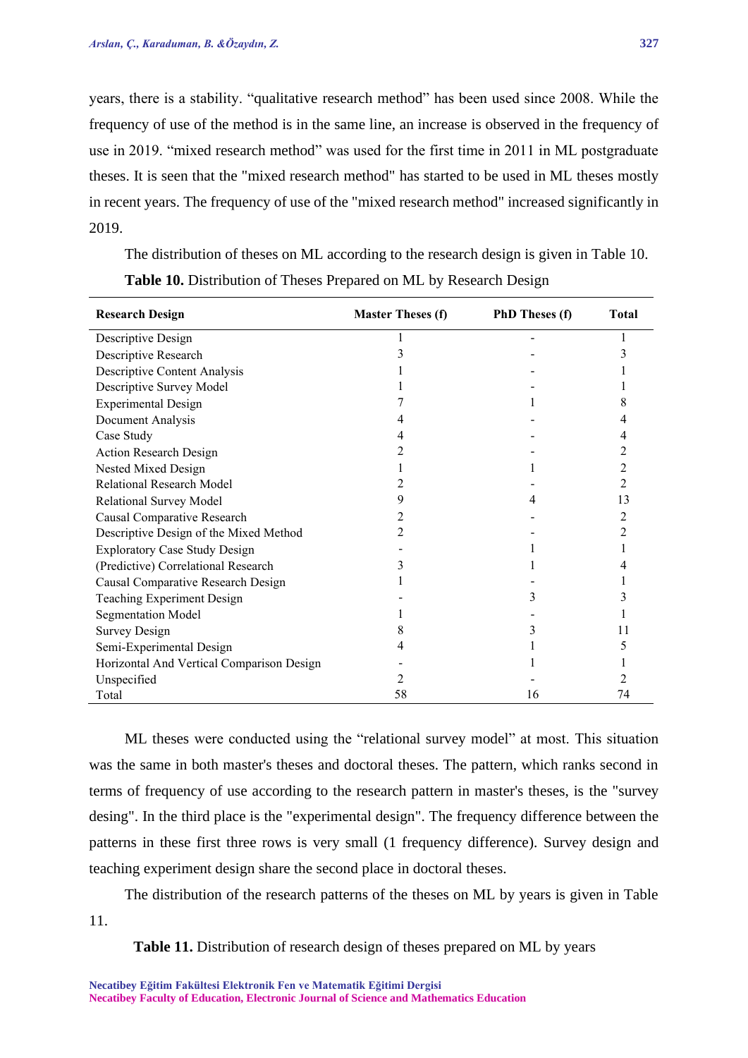years, there is a stability. “qualitative research method” has been used since 2008. While the frequency of use of the method is in the same line, an increase is observed in the frequency of use in 2019. “mixed research method” was used for the first time in 2011 in ML postgraduate theses. It is seen that the "mixed research method" has started to be used in ML theses mostly in recent years. The frequency of use of the "mixed research method" increased significantly in 2019.

The distribution of theses on ML according to the research design is given in Table 10.

**Table 10.** Distribution of Theses Prepared on ML by Research Design

| Research Design | Master Theses (f) | PhD Theses (f) | Total |
|---|---|---|---|
| Descriptive Design | 1 | - | 1 |
| Descriptive Research | 3 | - | 3 |
| Descriptive Content Analysis | 1 | - | 1 |
| Descriptive Survey Model | 1 | - | 1 |
| Experimental Design | 7 | 1 | 8 |
| Document Analysis | 4 | - | 4 |
| Case Study | 4 | - | 4 |
| Action Research Design | 2 | - | 2 |
| Nested Mixed Design | 1 | 1 | 2 |
| Relational Research Model | 2 | - | 2 |
| Relational Survey Model | 9 | 4 | 13 |
| Causal Comparative Research | 2 | - | 2 |
| Descriptive Design of the Mixed Method | 2 | - | 2 |
| Exploratory Case Study Design | - | 1 | 1 |
| (Predictive) Correlational Research | 3 | 1 | 4 |
| Causal Comparative Research Design | 1 | - | 1 |
| Teaching Experiment Design | - | 3 | 3 |
| Segmentation Model | 1 | - | 1 |
| Survey Design | 8 | 3 | 11 |
| Semi-Experimental Design | 4 | 1 | 5 |
| Horizontal And Vertical Comparison Design | - | 1 | 1 |
| Unspecified | 2 | - | 2 |
| Total | 58 | 16 | 74 |

ML theses were conducted using the “relational survey model” at most. This situation was the same in both master's theses and doctoral theses. The pattern, which ranks second in terms of frequency of use according to the research pattern in master's theses, is the "survey desing". In the third place is the "experimental design". The frequency difference between the patterns in these first three rows is very small (1 frequency difference). Survey design and teaching experiment design share the second place in doctoral theses.

The distribution of the research patterns of the theses on ML by years is given in Table 11.

**Table 11.** Distribution of research design of theses prepared on ML by years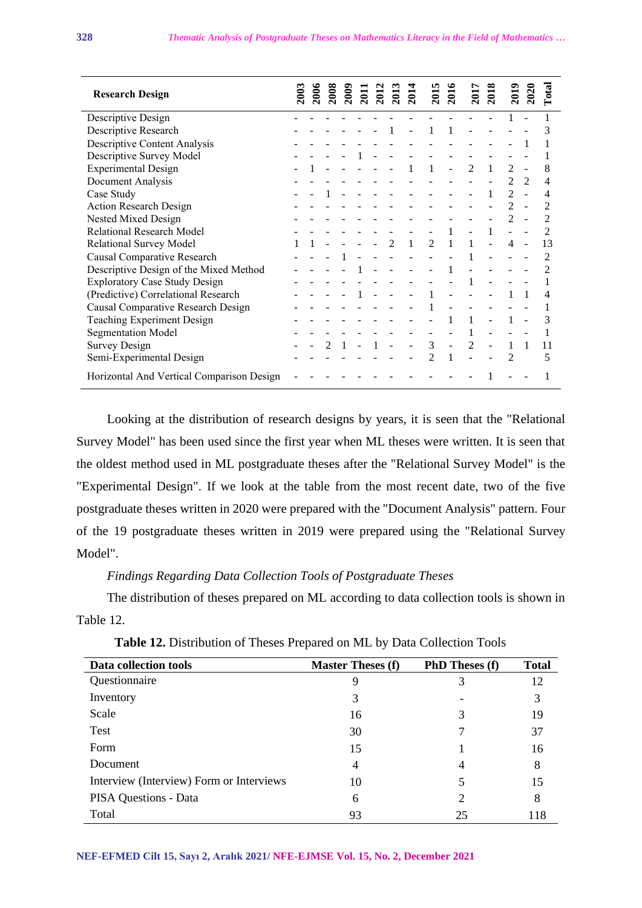| Research Design | 2003 | 2006 | 2008 | 2009 | 2011 | 2012 | 2013 | 2014 | 2015 | 2016 | 2017 | 2018 | 2019 | 2020 | Total |
|---|---|---|---|---|---|---|---|---|---|---|---|---|---|---|---|
| Descriptive Design | - | - | - | - | - | - | - | - | - | - | - | - | 1 | - | 1 |
| Descriptive Research | - | - | - | - | - | - | 1 | - | 1 | 1 | - | - | - | - | 3 |
| Descriptive Content Analysis | - | - | - | - | - | - | - | - | - | - | - | - | - | 1 | 1 |
| Descriptive Survey Model | - | - | - | - | 1 | - | - | - | - | - | - | - | - | - | 1 |
| Experimental Design | - | 1 | - | - | - | - | - | 1 | 1 | - | 2 | 1 | 2 | - | 8 |
| Document Analysis | - | - | - | - | - | - | - | - | - | - | - | - | 2 | 2 | 4 |
| Case Study | - | - | 1 | - | - | - | - | - | - | - | - | 1 | 2 | - | 4 |
| Action Research Design | - | - | - | - | - | - | - | - | - | - | - | - | 2 | - | 2 |
| Nested Mixed Design | - | - | - | - | - | - | - | - | - | - | - | - | 2 | - | 2 |
| Relational Research Model | - | - | - | - | - | - | - | - | - | 1 | - | 1 | - | - | 2 |
| Relational Survey Model | 1 | 1 | - | - | - | - | 2 | 1 | 2 | 1 | 1 | - | 4 | - | 13 |
| Causal Comparative Research | - | - | - | 1 | - | - | - | - | - | - | 1 | - | - | - | 2 |
| Descriptive Design of the Mixed Method | - | - | - | - | 1 | - | - | - | - | 1 | - | - | - | - | 2 |
| Exploratory Case Study Design | - | - | - | - | - | - | - | - | - | - | 1 | - | - | - | 1 |
| (Predictive) Correlational Research | - | - | - | - | 1 | - | - | - | 1 | - | - | - | 1 | 1 | 4 |
| Causal Comparative Research Design | - | - | - | - | - | - | - | - | 1 | - | - | - | - | - | 1 |
| Teaching Experiment Design | - | - | - | - | - | - | - | - | - | 1 | 1 | - | 1 | - | 3 |
| Segmentation Model | - | - | - | - | - | - | - | - | - | - | 1 | - | - | - | 1 |
| Survey Design | - | - | 2 | 1 | - | 1 | - | - | 3 | - | 2 | - | 1 | 1 | 11 |
| Semi-Experimental Design | - | - | - | - | - | - | - | - | 2 | 1 | - | - | 2 | | 5 |
| Horizontal And Vertical Comparison Design | - | - | - | - | - | - | - | - | - | - | - | 1 | - | - | 1 |

Looking at the distribution of research designs by years, it is seen that the "Relational Survey Model" has been used since the first year when ML theses were written. It is seen that the oldest method used in ML postgraduate theses after the "Relational Survey Model" is the "Experimental Design". If we look at the table from the most recent date, two of the five postgraduate theses written in 2020 were prepared with the "Document Analysis" pattern. Four of the 19 postgraduate theses written in 2019 were prepared using the "Relational Survey Model".

*Findings Regarding Data Collection Tools of Postgraduate Theses*

The distribution of theses prepared on ML according to data collection tools is shown in Table 12.

**Table 12.** Distribution of Theses Prepared on ML by Data Collection Tools

| Data collection tools | Master Theses (f) | PhD Theses (f) | Total |
|---|---|---|---|
| Questionnaire | 9 | 3 | 12 |
| Inventory | 3 | - | 3 |
| Scale | 16 | 3 | 19 |
| Test | 30 | 7 | 37 |
| Form | 15 | 1 | 16 |
| Document | 4 | 4 | 8 |
| Interview (Interview) Form or Interviews | 10 | 5 | 15 |
| PISA Questions - Data | 6 | 2 | 8 |
| Total | 93 | 25 | 118 |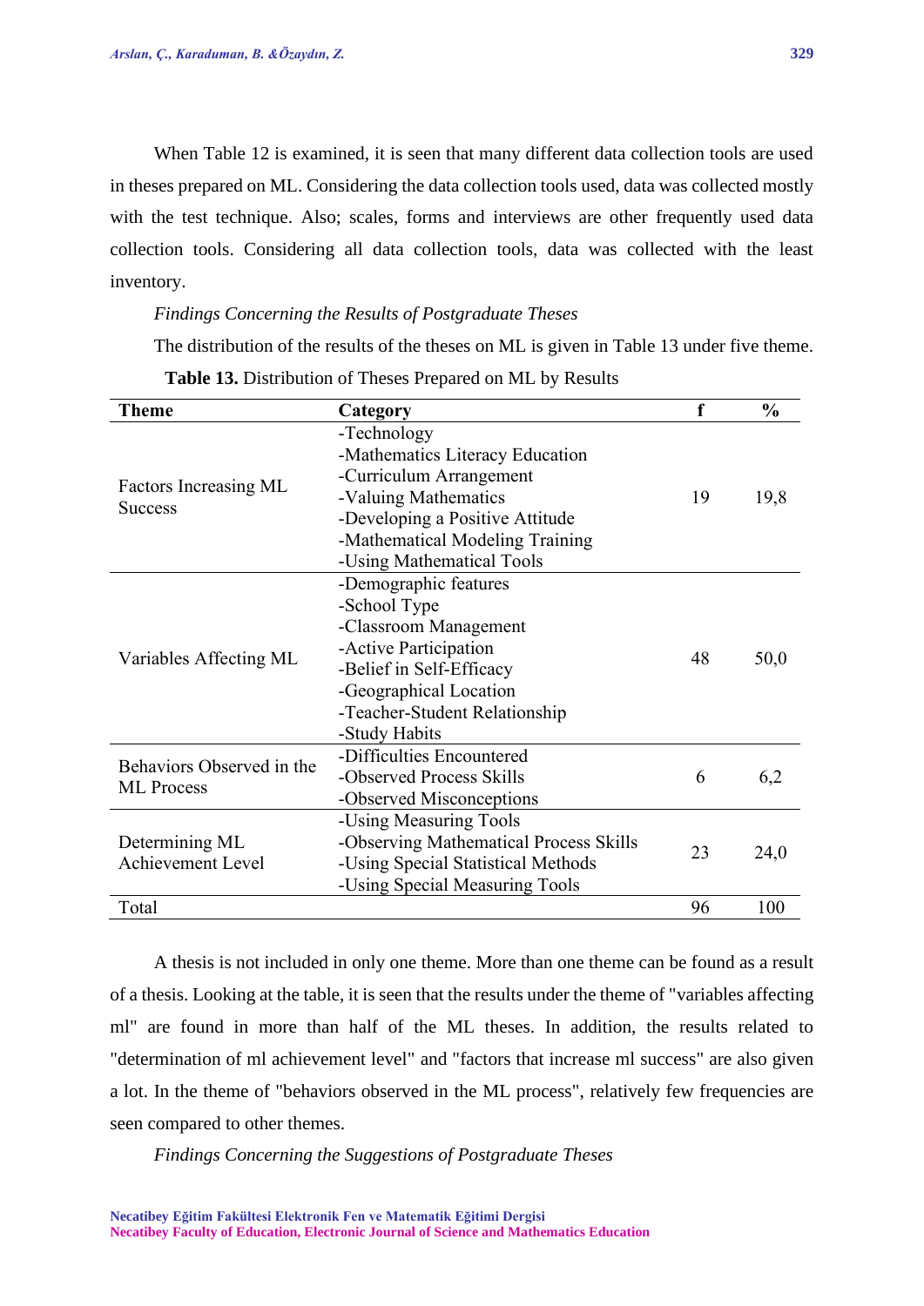When Table 12 is examined, it is seen that many different data collection tools are used in theses prepared on ML. Considering the data collection tools used, data was collected mostly with the test technique. Also; scales, forms and interviews are other frequently used data collection tools. Considering all data collection tools, data was collected with the least inventory.

*Findings Concerning the Results of Postgraduate Theses*

The distribution of the results of the theses on ML is given in Table 13 under five theme.

**Table 13.** Distribution of Theses Prepared on ML by Results

| Theme | Category | f | % |
|---|---|---|---|
| Factors Increasing ML Success | -Technology<br>-Mathematics Literacy Education<br>-Curriculum Arrangement<br>-Valuing Mathematics<br>-Developing a Positive Attitude<br>-Mathematical Modeling Training<br>-Using Mathematical Tools | 19 | 19,8 |
| Variables Affecting ML | -Demographic features<br>-School Type<br>-Classroom Management<br>-Active Participation<br>-Belief in Self-Efficacy<br>-Geographical Location<br>-Teacher-Student Relationship<br>-Study Habits | 48 | 50,0 |
| Behaviors Observed in the ML Process | -Difficulties Encountered<br>-Observed Process Skills<br>-Observed Misconceptions | 6 | 6,2 |
| Determining ML Achievement Level | -Using Measuring Tools<br>-Observing Mathematical Process Skills<br>-Using Special Statistical Methods<br>-Using Special Measuring Tools | 23 | 24,0 |
| Total | | 96 | 100 |

A thesis is not included in only one theme. More than one theme can be found as a result of a thesis. Looking at the table, it is seen that the results under the theme of "variables affecting ml" are found in more than half of the ML theses. In addition, the results related to "determination of ml achievement level" and "factors that increase ml success" are also given a lot. In the theme of "behaviors observed in the ML process", relatively few frequencies are seen compared to other themes.

*Findings Concerning the Suggestions of Postgraduate Theses*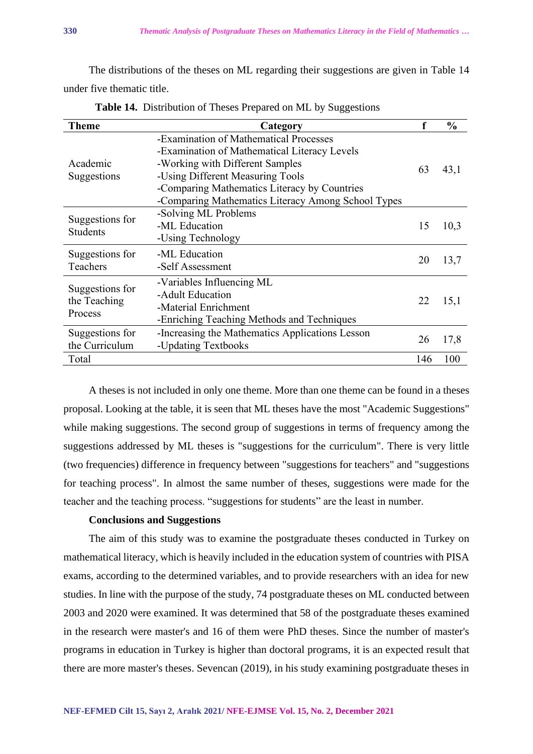The distributions of the theses on ML regarding their suggestions are given in Table 14 under five thematic title.

**Table 14.** Distribution of Theses Prepared on ML by Suggestions

| Theme | Category | f | % |
|---|---|---|---|
| Academic Suggestions | -Examination of Mathematical Processes<br>-Examination of Mathematical Literacy Levels<br>-Working with Different Samples<br>-Using Different Measuring Tools<br>-Comparing Mathematics Literacy by Countries<br>-Comparing Mathematics Literacy Among School Types | 63 | 43,1 |
| Suggestions for Students | -Solving ML Problems<br>-ML Education<br>-Using Technology | 15 | 10,3 |
| Suggestions for Teachers | -ML Education<br>-Self Assessment | 20 | 13,7 |
| Suggestions for the Teaching Process | -Variables Influencing ML<br>-Adult Education<br>-Material Enrichment<br>-Enriching Teaching Methods and Techniques | 22 | 15,1 |
| Suggestions for the Curriculum | -Increasing the Mathematics Applications Lesson<br>-Updating Textbooks | 26 | 17,8 |
| Total | | 146 | 100 |

A theses is not included in only one theme. More than one theme can be found in a theses proposal. Looking at the table, it is seen that ML theses have the most "Academic Suggestions" while making suggestions. The second group of suggestions in terms of frequency among the suggestions addressed by ML theses is "suggestions for the curriculum". There is very little (two frequencies) difference in frequency between "suggestions for teachers" and "suggestions for teaching process". In almost the same number of theses, suggestions were made for the teacher and the teaching process. “suggestions for students” are the least in number.

**Conclusions and Suggestions**

The aim of this study was to examine the postgraduate theses conducted in Turkey on mathematical literacy, which is heavily included in the education system of countries with PISA exams, according to the determined variables, and to provide researchers with an idea for new studies. In line with the purpose of the study, 74 postgraduate theses on ML conducted between 2003 and 2020 were examined. It was determined that 58 of the postgraduate theses examined in the research were master's and 16 of them were PhD theses. Since the number of master's programs in education in Turkey is higher than doctoral programs, it is an expected result that there are more master's theses. Sevencan (2019), in his study examining postgraduate theses in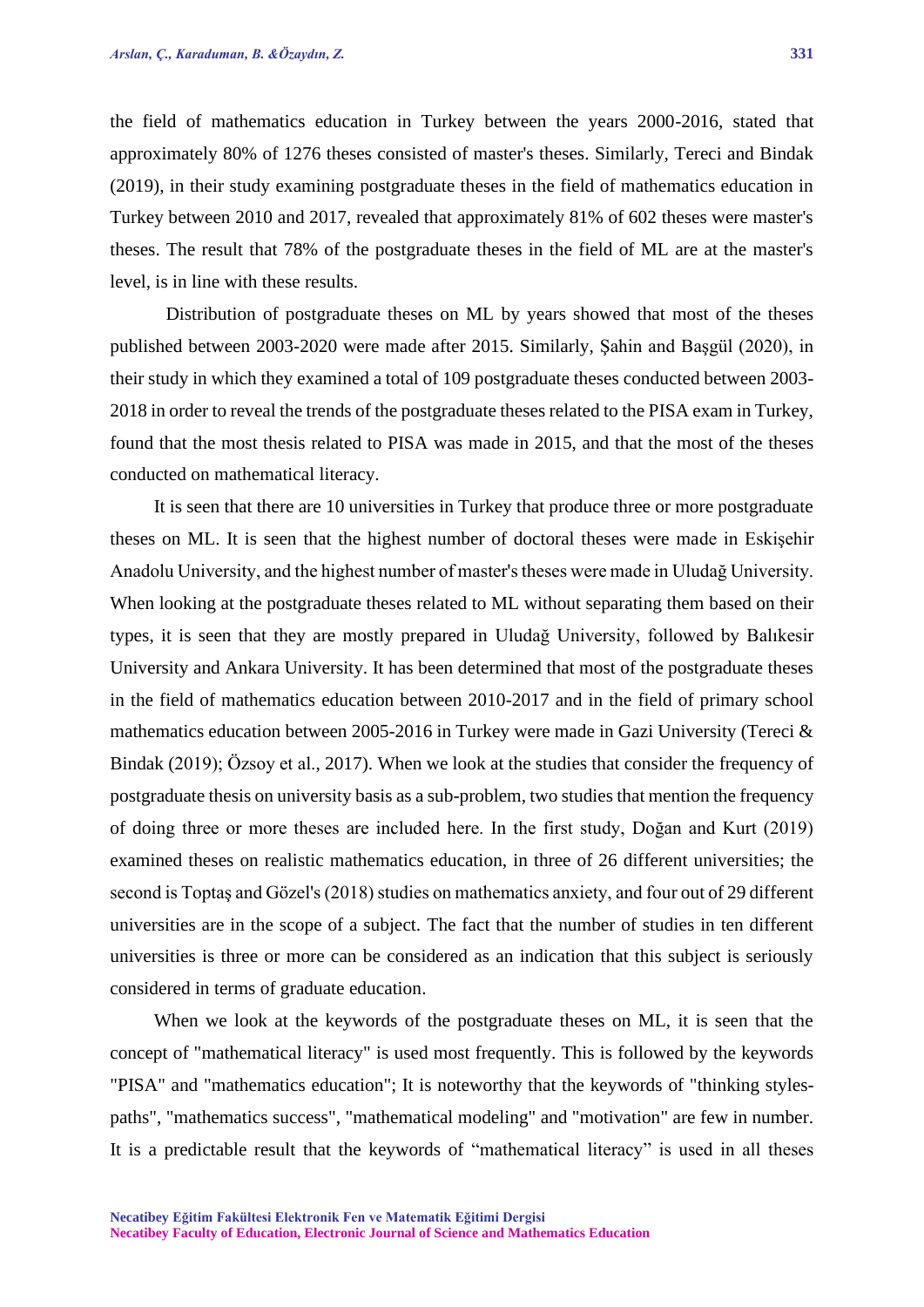the field of mathematics education in Turkey between the years 2000-2016, stated that approximately 80% of 1276 theses consisted of master's theses. Similarly, Tereci and Bindak (2019), in their study examining postgraduate theses in the field of mathematics education in Turkey between 2010 and 2017, revealed that approximately 81% of 602 theses were master's theses. The result that 78% of the postgraduate theses in the field of ML are at the master's level, is in line with these results.

Distribution of postgraduate theses on ML by years showed that most of the theses published between 2003-2020 were made after 2015. Similarly, Şahin and Başgül (2020), in their study in which they examined a total of 109 postgraduate theses conducted between 2003-2018 in order to reveal the trends of the postgraduate theses related to the PISA exam in Turkey, found that the most thesis related to PISA was made in 2015, and that the most of the theses conducted on mathematical literacy.

It is seen that there are 10 universities in Turkey that produce three or more postgraduate theses on ML. It is seen that the highest number of doctoral theses were made in Eskişehir Anadolu University, and the highest number of master's theses were made in Uludağ University. When looking at the postgraduate theses related to ML without separating them based on their types, it is seen that they are mostly prepared in Uludağ University, followed by Balıkesir University and Ankara University. It has been determined that most of the postgraduate theses in the field of mathematics education between 2010-2017 and in the field of primary school mathematics education between 2005-2016 in Turkey were made in Gazi University (Tereci & Bindak (2019); Özsoy et al., 2017). When we look at the studies that consider the frequency of postgraduate thesis on university basis as a sub-problem, two studies that mention the frequency of doing three or more theses are included here. In the first study, Doğan and Kurt (2019) examined theses on realistic mathematics education, in three of 26 different universities; the second is Toptaş and Gözel's (2018) studies on mathematics anxiety, and four out of 29 different universities are in the scope of a subject. The fact that the number of studies in ten different universities is three or more can be considered as an indication that this subject is seriously considered in terms of graduate education.

When we look at the keywords of the postgraduate theses on ML, it is seen that the concept of "mathematical literacy" is used most frequently. This is followed by the keywords "PISA" and "mathematics education"; It is noteworthy that the keywords of "thinking styles-paths", "mathematics success", "mathematical modeling" and "motivation" are few in number. It is a predictable result that the keywords of “mathematical literacy” is used in all theses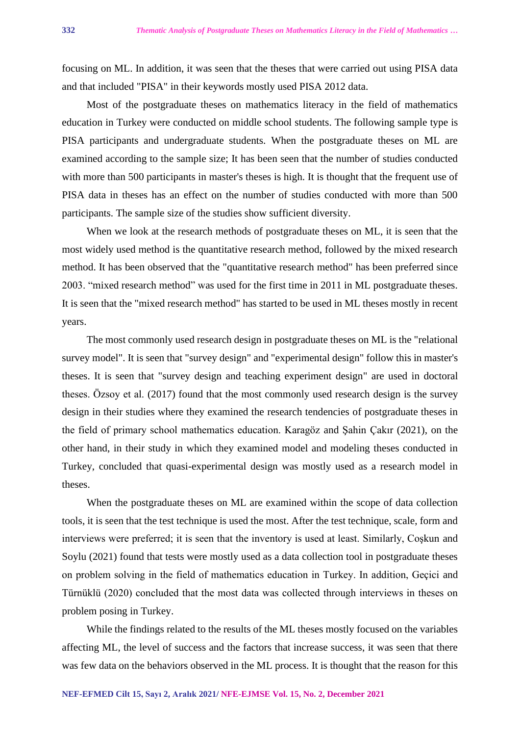focusing on ML. In addition, it was seen that the theses that were carried out using PISA data and that included "PISA" in their keywords mostly used PISA 2012 data.

Most of the postgraduate theses on mathematics literacy in the field of mathematics education in Turkey were conducted on middle school students. The following sample type is PISA participants and undergraduate students. When the postgraduate theses on ML are examined according to the sample size; It has been seen that the number of studies conducted with more than 500 participants in master's theses is high. It is thought that the frequent use of PISA data in theses has an effect on the number of studies conducted with more than 500 participants. The sample size of the studies show sufficient diversity.

When we look at the research methods of postgraduate theses on ML, it is seen that the most widely used method is the quantitative research method, followed by the mixed research method. It has been observed that the "quantitative research method" has been preferred since 2003. “mixed research method” was used for the first time in 2011 in ML postgraduate theses. It is seen that the "mixed research method" has started to be used in ML theses mostly in recent years.

The most commonly used research design in postgraduate theses on ML is the "relational survey model". It is seen that "survey design" and "experimental design" follow this in master's theses. It is seen that "survey design and teaching experiment design" are used in doctoral theses. Özsoy et al. (2017) found that the most commonly used research design is the survey design in their studies where they examined the research tendencies of postgraduate theses in the field of primary school mathematics education. Karagöz and Şahin Çakır (2021), on the other hand, in their study in which they examined model and modeling theses conducted in Turkey, concluded that quasi-experimental design was mostly used as a research model in theses.

When the postgraduate theses on ML are examined within the scope of data collection tools, it is seen that the test technique is used the most. After the test technique, scale, form and interviews were preferred; it is seen that the inventory is used at least. Similarly, Coşkun and Soylu (2021) found that tests were mostly used as a data collection tool in postgraduate theses on problem solving in the field of mathematics education in Turkey. In addition, Geçici and Türnüklü (2020) concluded that the most data was collected through interviews in theses on problem posing in Turkey.

While the findings related to the results of the ML theses mostly focused on the variables affecting ML, the level of success and the factors that increase success, it was seen that there was few data on the behaviors observed in the ML process. It is thought that the reason for this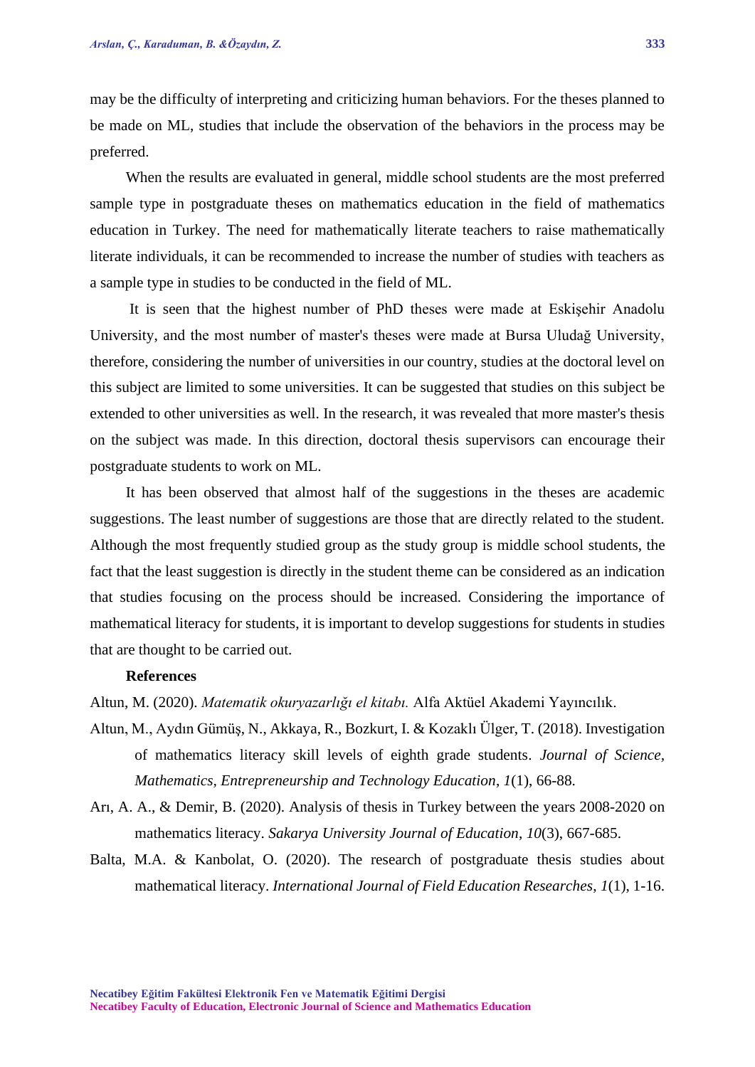may be the difficulty of interpreting and criticizing human behaviors. For the theses planned to be made on ML, studies that include the observation of the behaviors in the process may be preferred.

When the results are evaluated in general, middle school students are the most preferred sample type in postgraduate theses on mathematics education in the field of mathematics education in Turkey. The need for mathematically literate teachers to raise mathematically literate individuals, it can be recommended to increase the number of studies with teachers as a sample type in studies to be conducted in the field of ML.

It is seen that the highest number of PhD theses were made at Eskişehir Anadolu University, and the most number of master's theses were made at Bursa Uludağ University, therefore, considering the number of universities in our country, studies at the doctoral level on this subject are limited to some universities. It can be suggested that studies on this subject be extended to other universities as well. In the research, it was revealed that more master's thesis on the subject was made. In this direction, doctoral thesis supervisors can encourage their postgraduate students to work on ML.

It has been observed that almost half of the suggestions in the theses are academic suggestions. The least number of suggestions are those that are directly related to the student. Although the most frequently studied group as the study group is middle school students, the fact that the least suggestion is directly in the student theme can be considered as an indication that studies focusing on the process should be increased. Considering the importance of mathematical literacy for students, it is important to develop suggestions for students in studies that are thought to be carried out.

## References

Altun, M. (2020). *Matematik okuryazarlığı el kitabı.* Alfa Aktüel Akademi Yayıncılık.

Altun, M., Aydın Gümüş, N., Akkaya, R., Bozkurt, I. & Kozaklı Ülger, T. (2018). Investigation of mathematics literacy skill levels of eighth grade students. *Journal of Science, Mathematics, Entrepreneurship and Technology Education*, *1*(1), 66-88.

Arı, A. A., & Demir, B. (2020). Analysis of thesis in Turkey between the years 2008-2020 on mathematics literacy. *Sakarya University Journal of Education*, *10*(3), 667-685.

Balta, M.A. & Kanbolat, O. (2020). The research of postgraduate thesis studies about mathematical literacy. *International Journal of Field Education Researches*, *1*(1), 1-16.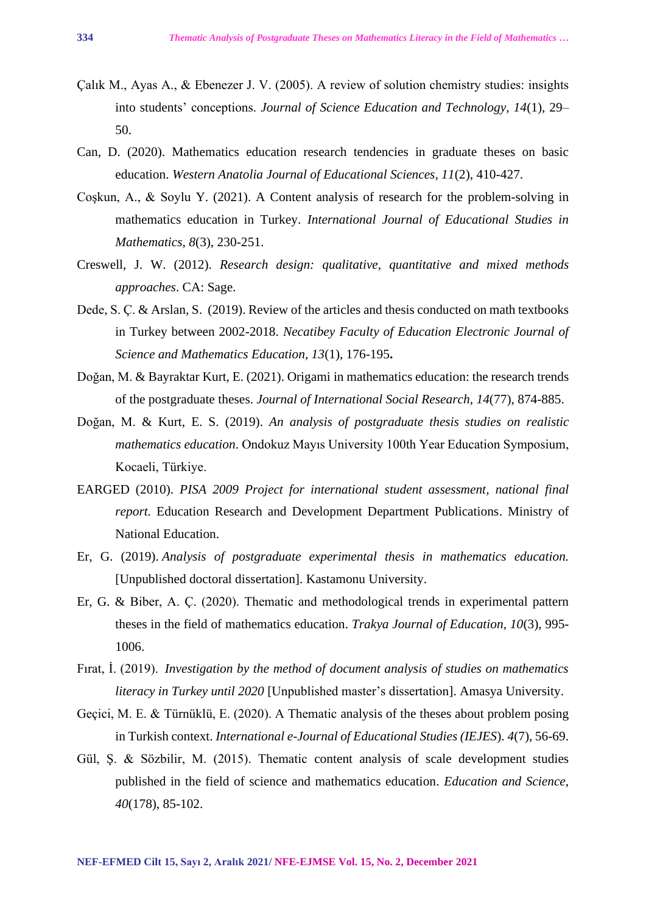Çalık M., Ayas A., & Ebenezer J. V. (2005). A review of solution chemistry studies: insights into students' conceptions. *Journal of Science Education and Technology, 14*(1), 29–50.

Can, D. (2020). Mathematics education research tendencies in graduate theses on basic education. *Western Anatolia Journal of Educational Sciences, 11*(2), 410-427.

Coşkun, A., & Soylu Y. (2021). A Content analysis of research for the problem-solving in mathematics education in Turkey. *International Journal of Educational Studies in Mathematics, 8*(3), 230-251.

Creswell, J. W. (2012). *Research design: qualitative, quantitative and mixed methods approaches*. CA: Sage.

Dede, S. Ç. & Arslan, S. (2019). Review of the articles and thesis conducted on math textbooks in Turkey between 2002-2018. *Necatibey Faculty of Education Electronic Journal of Science and Mathematics Education, 13*(1), 176-195**.**

Doğan, M. & Bayraktar Kurt, E. (2021). Origami in mathematics education: the research trends of the postgraduate theses. *Journal of International Social Research, 14*(77), 874-885.

Doğan, M. & Kurt, E. S. (2019). *An analysis of postgraduate thesis studies on realistic mathematics education*. Ondokuz Mayıs University 100th Year Education Symposium, Kocaeli, Türkiye.

EARGED (2010). *PISA 2009 Project for international student assessment, national final report.* Education Research and Development Department Publications. Ministry of National Education.

Er, G. (2019). *Analysis of postgraduate experimental thesis in mathematics education.* [Unpublished doctoral dissertation]. Kastamonu University.

Er, G. & Biber, A. Ç. (2020). Thematic and methodological trends in experimental pattern theses in the field of mathematics education. *Trakya Journal of Education, 10*(3), 995-1006.

Fırat, İ. (2019). *Investigation by the method of document analysis of studies on mathematics literacy in Turkey until 2020* [Unpublished master's dissertation]. Amasya University.

Geçici, M. E. & Türnüklü, E. (2020). A Thematic analysis of the theses about problem posing in Turkish context. *International e-Journal of Educational Studies (IEJES*). *4*(7), 56-69.

Gül, Ş. & Sözbilir, M. (2015). Thematic content analysis of scale development studies published in the field of science and mathematics education. *Education and Science, 40*(178), 85-102.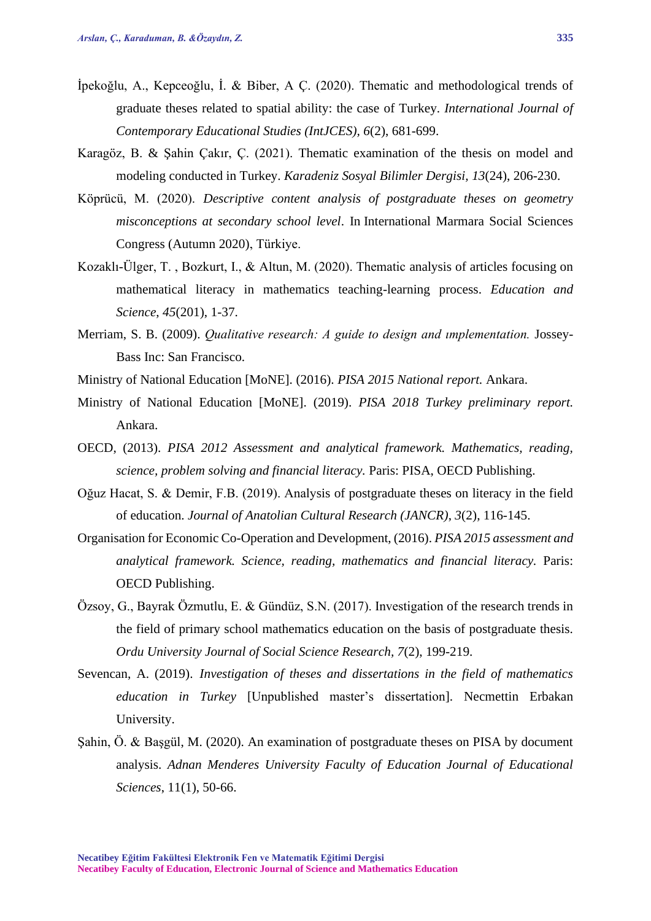İpekoğlu, A., Kepceoğlu, İ. & Biber, A Ç. (2020). Thematic and methodological trends of graduate theses related to spatial ability: the case of Turkey. *International Journal of Contemporary Educational Studies (IntJCES)*, *6*(2), 681-699.

Karagöz, B. & Şahin Çakır, Ç. (2021). Thematic examination of the thesis on model and modeling conducted in Turkey. *Karadeniz Sosyal Bilimler Dergisi, 13*(24), 206-230.

Köprücü, M. (2020). *Descriptive content analysis of postgraduate theses on geometry misconceptions at secondary school level*. In International Marmara Social Sciences Congress (Autumn 2020), Türkiye.

Kozaklı-Ülger, T. , Bozkurt, I., & Altun, M. (2020). Thematic analysis of articles focusing on mathematical literacy in mathematics teaching-learning process. *Education and Science*, *45*(201), 1-37.

Merriam, S. B. (2009). *Qualitative research: A guide to design and ımplementation.* Jossey-Bass Inc: San Francisco.

Ministry of National Education [MoNE]. (2016). *PISA 2015 National report.* Ankara.

Ministry of National Education [MoNE]. (2019). *PISA 2018 Turkey preliminary report.* Ankara.

OECD, (2013). *PISA 2012 Assessment and analytical framework. Mathematics, reading, science, problem solving and financial literacy.* Paris: PISA, OECD Publishing.

Oğuz Hacat, S. & Demir, F.B. (2019). Analysis of postgraduate theses on literacy in the field of education. *Journal of Anatolian Cultural Research (JANCR)*, *3*(2), 116-145.

Organisation for Economic Co-Operation and Development, (2016). *PISA 2015 assessment and analytical framework. Science, reading, mathematics and financial literacy.* Paris: OECD Publishing.

Özsoy, G., Bayrak Özmutlu, E. & Gündüz, S.N. (2017). Investigation of the research trends in the field of primary school mathematics education on the basis of postgraduate thesis. *Ordu University Journal of Social Science Research, 7*(2), 199-219.

Sevencan, A. (2019). *Investigation of theses and dissertations in the field of mathematics education in Turkey* [Unpublished master's dissertation]. Necmettin Erbakan University.

Şahin, Ö. & Başgül, M. (2020). An examination of postgraduate theses on PISA by document analysis. *Adnan Menderes University Faculty of Education Journal of Educational Sciences*, 11(1), 50-66.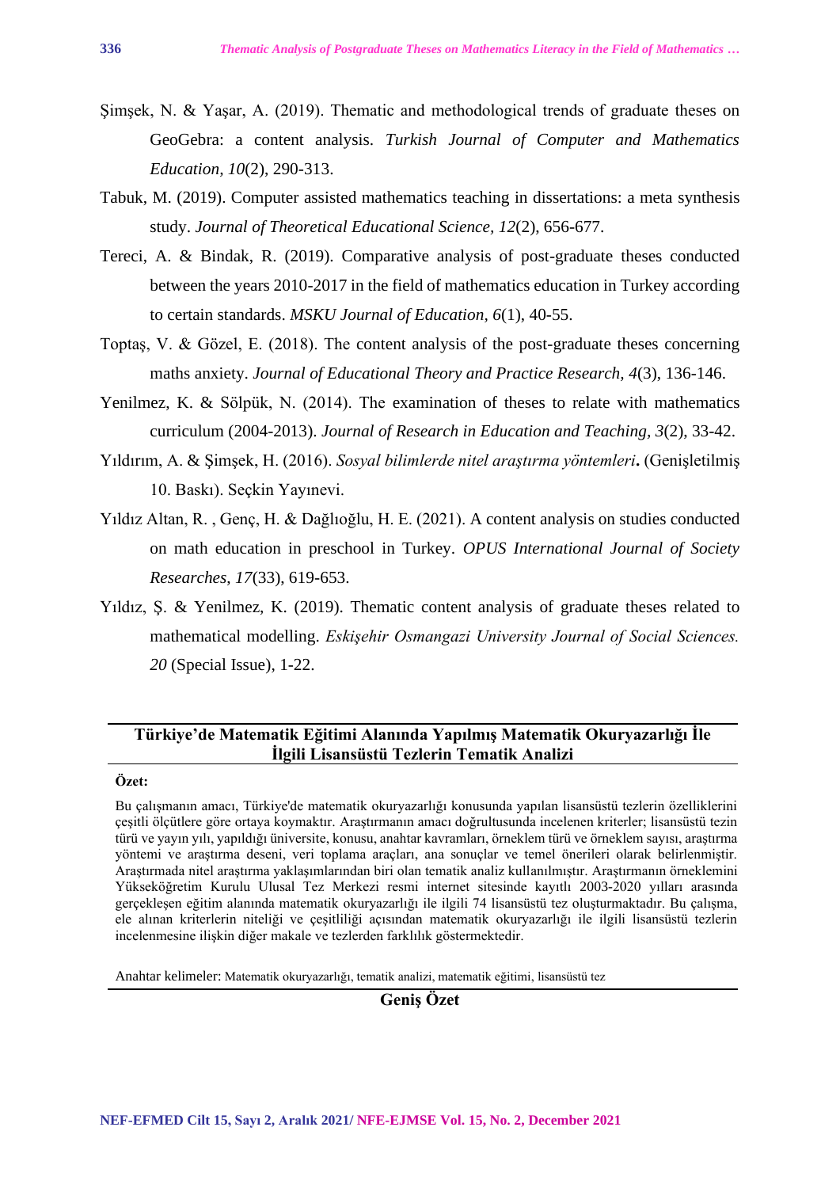Şimşek, N. & Yaşar, A. (2019). Thematic and methodological trends of graduate theses on GeoGebra: a content analysis. *Turkish Journal of Computer and Mathematics Education, 10*(2), 290-313.

Tabuk, M. (2019). Computer assisted mathematics teaching in dissertations: a meta synthesis study. *Journal of Theoretical Educational Science, 12*(2), 656-677.

Tereci, A. & Bindak, R. (2019). Comparative analysis of post-graduate theses conducted between the years 2010-2017 in the field of mathematics education in Turkey according to certain standards. *MSKU Journal of Education, 6*(1), 40-55.

Toptaş, V. & Gözel, E. (2018). The content analysis of the post-graduate theses concerning maths anxiety. *Journal of Educational Theory and Practice Research, 4*(3), 136-146.

Yenilmez, K. & Sölpük, N. (2014). The examination of theses to relate with mathematics curriculum (2004-2013). *Journal of Research in Education and Teaching, 3*(2), 33-42.

Yıldırım, A. & Şimşek, H. (2016). *Sosyal bilimlerde nitel araştırma yöntemleri***.** (Genişletilmiş 10. Baskı). Seçkin Yayınevi.

Yıldız Altan, R. , Genç, H. & Dağlıoğlu, H. E. (2021). A content analysis on studies conducted on math education in preschool in Turkey. *OPUS International Journal of Society Researches, 17*(33), 619-653.

Yıldız, Ş. & Yenilmez, K. (2019). Thematic content analysis of graduate theses related to mathematical modelling. *Eskişehir Osmangazi University Journal of Social Sciences. 20* (Special Issue), 1-22.

## Türkiye'de Matematik Eğitimi Alanında Yapılmış Matematik Okuryazarlığı İle İlgili Lisansüstü Tezlerin Tematik Analizi

**Özet:**

Bu çalışmanın amacı, Türkiye'de matematik okuryazarlığı konusunda yapılan lisansüstü tezlerin özelliklerini çeşitli ölçütlere göre ortaya koymaktır. Araştırmanın amacı doğrultusunda incelenen kriterler; lisansüstü tezin türü ve yayın yılı, yapıldığı üniversite, konusu, anahtar kavramları, örneklem türü ve örneklem sayısı, araştırma yöntemi ve araştırma deseni, veri toplama araçları, ana sonuçlar ve temel önerileri olarak belirlenmiştir. Araştırmada nitel araştırma yaklaşımlarından biri olan tematik analiz kullanılmıştır. Araştırmanın örneklemini Yükseköğretim Kurulu Ulusal Tez Merkezi resmi internet sitesinde kayıtlı 2003-2020 yılları arasında gerçekleşen eğitim alanında matematik okuryazarlığı ile ilgili 74 lisansüstü tez oluşturmaktadır. Bu çalışma, ele alınan kriterlerin niteliği ve çeşitliliği açısından matematik okuryazarlığı ile ilgili lisansüstü tezlerin incelenmesine ilişkin diğer makale ve tezlerden farklılık göstermektedir.

Anahtar kelimeler: Matematik okuryazarlığı, tematik analizi, matematik eğitimi, lisansüstü tez

## Geniş Özet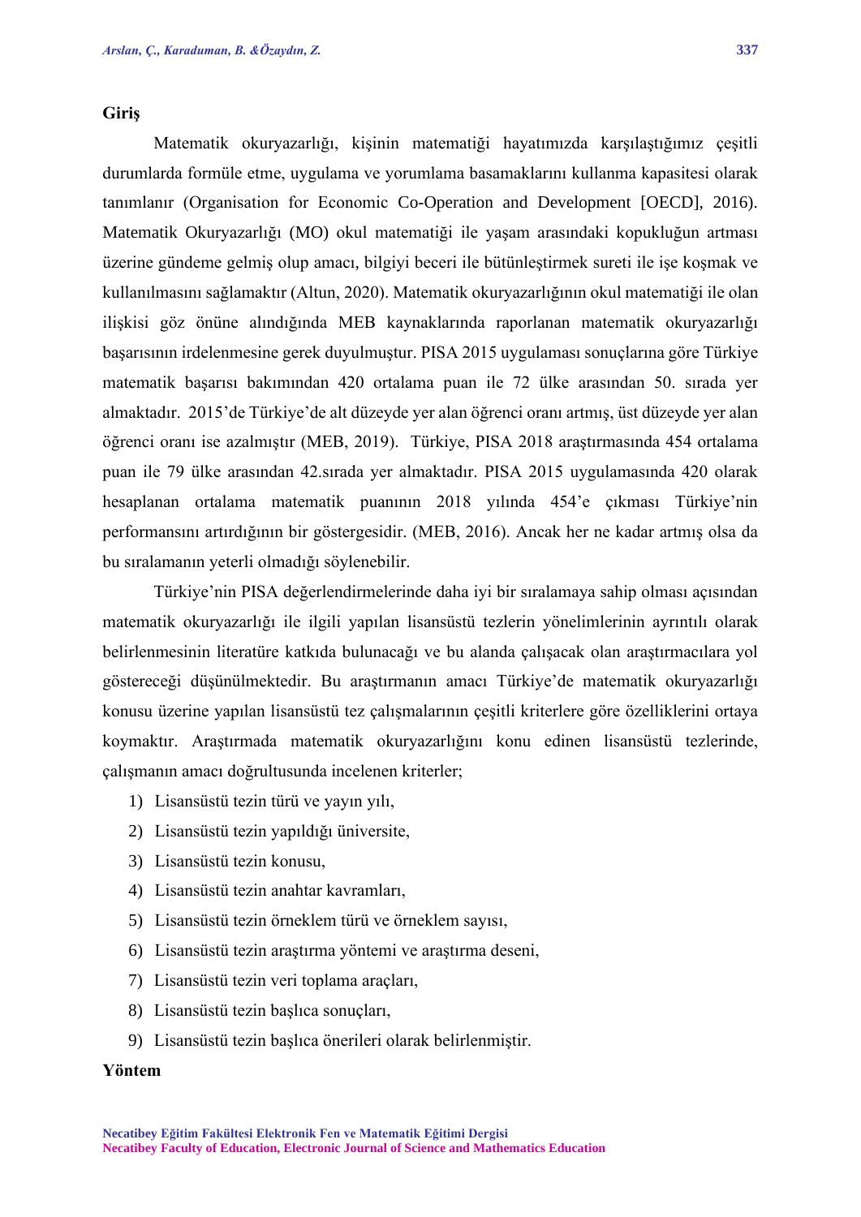## Giriş

Matematik okuryazarlığı, kişinin matematiği hayatımızda karşılaştığımız çeşitli durumlarda formüle etme, uygulama ve yorumlama basamaklarını kullanma kapasitesi olarak tanımlanır (Organisation for Economic Co-Operation and Development [OECD], 2016). Matematik Okuryazarlığı (MO) okul matematiği ile yaşam arasındaki kopukluğun artması üzerine gündeme gelmiş olup amacı, bilgiyi beceri ile bütünleştirmek sureti ile işe koşmak ve kullanılmasını sağlamaktır (Altun, 2020). Matematik okuryazarlığının okul matematiği ile olan ilişkisi göz önüne alındığında MEB kaynaklarında raporlanan matematik okuryazarlığı başarısının irdelenmesine gerek duyulmuştur. PISA 2015 uygulaması sonuçlarına göre Türkiye matematik başarısı bakımından 420 ortalama puan ile 72 ülke arasından 50. sırada yer almaktadır. 2015'de Türkiye'de alt düzeyde yer alan öğrenci oranı artmış, üst düzeyde yer alan öğrenci oranı ise azalmıştır (MEB, 2019). Türkiye, PISA 2018 araştırmasında 454 ortalama puan ile 79 ülke arasından 42.sırada yer almaktadır. PISA 2015 uygulamasında 420 olarak hesaplanan ortalama matematik puanının 2018 yılında 454'e çıkması Türkiye'nin performansını artırdığının bir göstergesidir. (MEB, 2016). Ancak her ne kadar artmış olsa da bu sıralamanın yeterli olmadığı söylenebilir.

Türkiye'nin PISA değerlendirmelerinde daha iyi bir sıralamaya sahip olması açısından matematik okuryazarlığı ile ilgili yapılan lisansüstü tezlerin yönelimlerinin ayrıntılı olarak belirlenmesinin literatüre katkıda bulunacağı ve bu alanda çalışacak olan araştırmacılara yol göstereceği düşünülmektedir. Bu araştırmanın amacı Türkiye'de matematik okuryazarlığı konusu üzerine yapılan lisansüstü tez çalışmalarının çeşitli kriterlere göre özelliklerini ortaya koymaktır. Araştırmada matematik okuryazarlığını konu edinen lisansüstü tezlerinde, çalışmanın amacı doğrultusunda incelenen kriterler;

1) Lisansüstü tezin türü ve yayın yılı,
2) Lisansüstü tezin yapıldığı üniversite,
3) Lisansüstü tezin konusu,
4) Lisansüstü tezin anahtar kavramları,
5) Lisansüstü tezin örneklem türü ve örneklem sayısı,
6) Lisansüstü tezin araştırma yöntemi ve araştırma deseni,
7) Lisansüstü tezin veri toplama araçları,
8) Lisansüstü tezin başlıca sonuçları,
9) Lisansüstü tezin başlıca önerileri olarak belirlenmiştir.

## Yöntem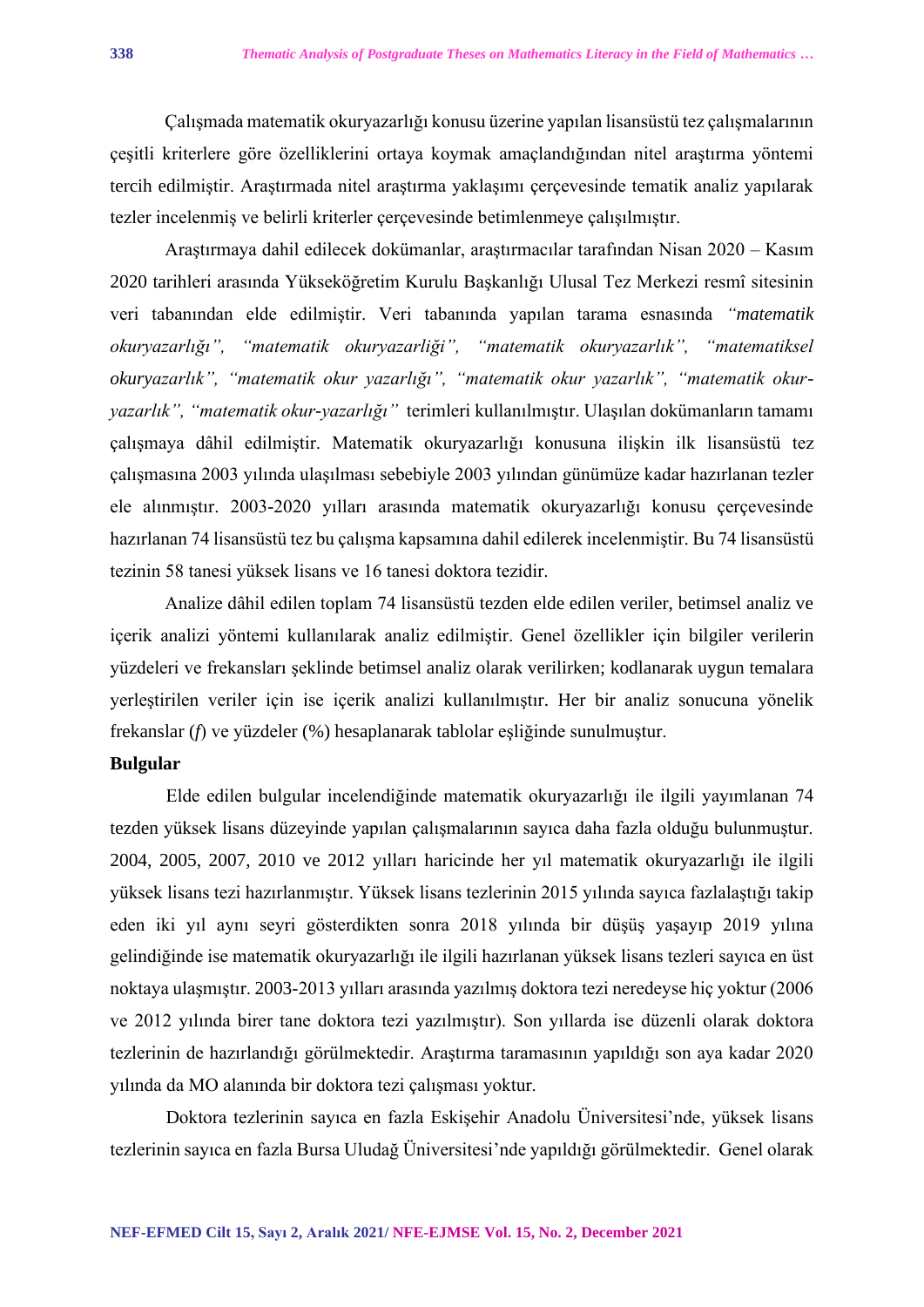Çalışmada matematik okuryazarlığı konusu üzerine yapılan lisansüstü tez çalışmalarının çeşitli kriterlere göre özelliklerini ortaya koymak amaçlandığından nitel araştırma yöntemi tercih edilmiştir. Araştırmada nitel araştırma yaklaşımı çerçevesinde tematik analiz yapılarak tezler incelenmiş ve belirli kriterler çerçevesinde betimlenmeye çalışılmıştır.

Araştırmaya dahil edilecek dokümanlar, araştırmacılar tarafından Nisan 2020 – Kasım 2020 tarihleri arasında Yükseköğretim Kurulu Başkanlığı Ulusal Tez Merkezi resmî sitesinin veri tabanından elde edilmiştir. Veri tabanında yapılan tarama esnasında *"matematik okuryazarlığı", "matematik okuryazarliği", "matematik okuryazarlık", "matematiksel okuryazarlık", "matematik okur yazarlığı", "matematik okur yazarlık", "matematik okur-yazarlık", "matematik okur-yazarlığı"* terimleri kullanılmıştır. Ulaşılan dokümanların tamamı çalışmaya dâhil edilmiştir. Matematik okuryazarlığı konusuna ilişkin ilk lisansüstü tez çalışmasına 2003 yılında ulaşılması sebebiyle 2003 yılından günümüze kadar hazırlanan tezler ele alınmıştır. 2003-2020 yılları arasında matematik okuryazarlığı konusu çerçevesinde hazırlanan 74 lisansüstü tez bu çalışma kapsamına dahil edilerek incelenmiştir. Bu 74 lisansüstü tezinin 58 tanesi yüksek lisans ve 16 tanesi doktora tezidir.

Analize dâhil edilen toplam 74 lisansüstü tezden elde edilen veriler, betimsel analiz ve içerik analizi yöntemi kullanılarak analiz edilmiştir. Genel özellikler için bilgiler verilerin yüzdeleri ve frekansları şeklinde betimsel analiz olarak verilirken; kodlanarak uygun temalara yerleştirilen veriler için ise içerik analizi kullanılmıştır. Her bir analiz sonucuna yönelik frekanslar (*f*) ve yüzdeler (%) hesaplanarak tablolar eşliğinde sunulmuştur.

**Bulgular**

Elde edilen bulgular incelendiğinde matematik okuryazarlığı ile ilgili yayımlanan 74 tezden yüksek lisans düzeyinde yapılan çalışmalarının sayıca daha fazla olduğu bulunmuştur. 2004, 2005, 2007, 2010 ve 2012 yılları haricinde her yıl matematik okuryazarlığı ile ilgili yüksek lisans tezi hazırlanmıştır. Yüksek lisans tezlerinin 2015 yılında sayıca fazlalaştığı takip eden iki yıl aynı seyri gösterdikten sonra 2018 yılında bir düşüş yaşayıp 2019 yılına gelindiğinde ise matematik okuryazarlığı ile ilgili hazırlanan yüksek lisans tezleri sayıca en üst noktaya ulaşmıştır. 2003-2013 yılları arasında yazılmış doktora tezi neredeyse hiç yoktur (2006 ve 2012 yılında birer tane doktora tezi yazılmıştır). Son yıllarda ise düzenli olarak doktora tezlerinin de hazırlandığı görülmektedir. Araştırma taramasının yapıldığı son aya kadar 2020 yılında da MO alanında bir doktora tezi çalışması yoktur.

Doktora tezlerinin sayıca en fazla Eskişehir Anadolu Üniversitesi'nde, yüksek lisans tezlerinin sayıca en fazla Bursa Uludağ Üniversitesi'nde yapıldığı görülmektedir. Genel olarak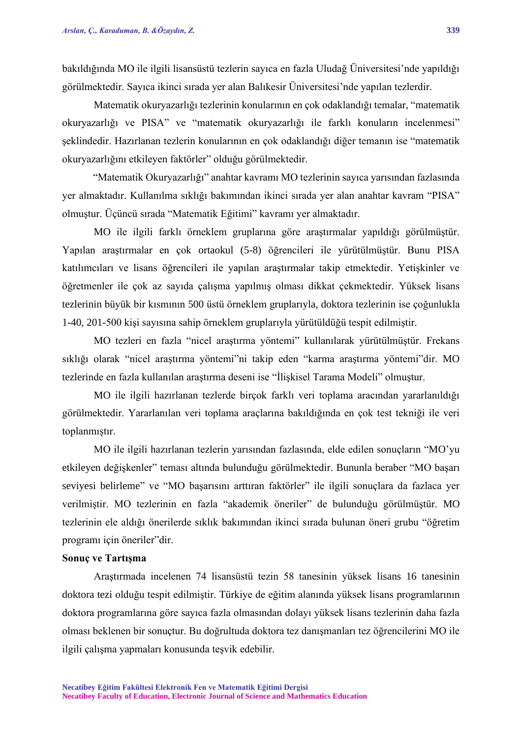bakıldığında MO ile ilgili lisansüstü tezlerin sayıca en fazla Uludağ Üniversitesi'nde yapıldığı görülmektedir. Sayıca ikinci sırada yer alan Balıkesir Üniversitesi'nde yapılan tezlerdir.

Matematik okuryazarlığı tezlerinin konularının en çok odaklandığı temalar, "matematik okuryazarlığı ve PISA" ve "matematik okuryazarlığı ile farklı konuların incelenmesi" şeklindedir. Hazırlanan tezlerin konularının en çok odaklandığı diğer temanın ise "matematik okuryazarlığını etkileyen faktörler" olduğu görülmektedir.

"Matematik Okuryazarlığı" anahtar kavramı MO tezlerinin sayıca yarısından fazlasında yer almaktadır. Kullanılma sıklığı bakımından ikinci sırada yer alan anahtar kavram "PISA" olmuştur. Üçüncü sırada "Matematik Eğitimi" kavramı yer almaktadır.

MO ile ilgili farklı örneklem gruplarına göre araştırmalar yapıldığı görülmüştür. Yapılan araştırmalar en çok ortaokul (5-8) öğrencileri ile yürütülmüştür. Bunu PISA katılımcıları ve lisans öğrencileri ile yapılan araştırmalar takip etmektedir. Yetişkinler ve öğretmenler ile çok az sayıda çalışma yapılmış olması dikkat çekmektedir. Yüksek lisans tezlerinin büyük bir kısmının 500 üstü örneklem gruplarıyla, doktora tezlerinin ise çoğunlukla 1-40, 201-500 kişi sayısına sahip örneklem gruplarıyla yürütüldüğü tespit edilmiştir.

MO tezleri en fazla "nicel araştırma yöntemi" kullanılarak yürütülmüştür. Frekans sıklığı olarak "nicel araştırma yöntemi"ni takip eden "karma araştırma yöntemi"dir. MO tezlerinde en fazla kullanılan araştırma deseni ise "İlişkisel Tarama Modeli" olmuştur.

MO ile ilgili hazırlanan tezlerde birçok farklı veri toplama aracından yararlanıldığı görülmektedir. Yararlanılan veri toplama araçlarına bakıldığında en çok test tekniği ile veri toplanmıştır.

MO ile ilgili hazırlanan tezlerin yarısından fazlasında, elde edilen sonuçların "MO'yu etkileyen değişkenler" teması altında bulunduğu görülmektedir. Bununla beraber "MO başarı seviyesi belirleme" ve "MO başarısını arttıran faktörler" ile ilgili sonuçlara da fazlaca yer verilmiştir. MO tezlerinin en fazla "akademik öneriler" de bulunduğu görülmüştür. MO tezlerinin ele aldığı önerilerde sıklık bakımından ikinci sırada bulunan öneri grubu "öğretim programı için öneriler"dir.

**Sonuç ve Tartışma**

Araştırmada incelenen 74 lisansüstü tezin 58 tanesinin yüksek lisans 16 tanesinin doktora tezi olduğu tespit edilmiştir. Türkiye de eğitim alanında yüksek lisans programlarının doktora programlarına göre sayıca fazla olmasından dolayı yüksek lisans tezlerinin daha fazla olması beklenen bir sonuçtur. Bu doğrultuda doktora tez danışmanları tez öğrencilerini MO ile ilgili çalışma yapmaları konusunda teşvik edebilir.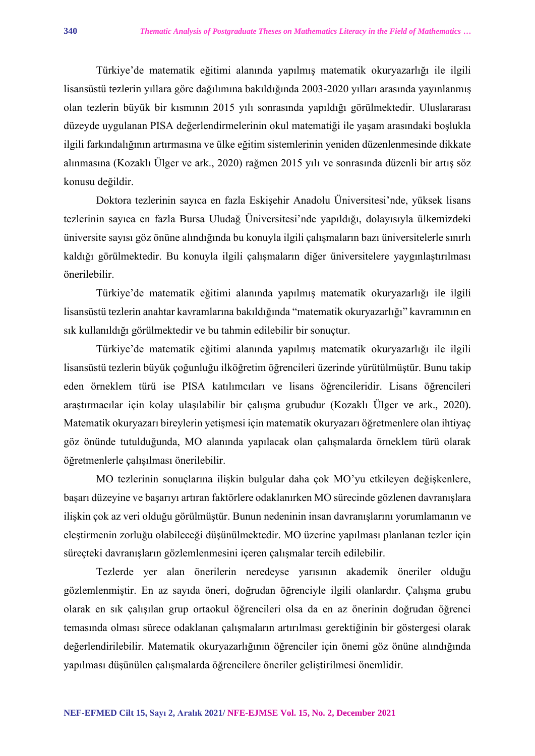Türkiye'de matematik eğitimi alanında yapılmış matematik okuryazarlığı ile ilgili lisansüstü tezlerin yıllara göre dağılımına bakıldığında 2003-2020 yılları arasında yayınlanmış olan tezlerin büyük bir kısmının 2015 yılı sonrasında yapıldığı görülmektedir. Uluslararası düzeyde uygulanan PISA değerlendirmelerinin okul matematiği ile yaşam arasındaki boşlukla ilgili farkındalığının artırmasına ve ülke eğitim sistemlerinin yeniden düzenlenmesinde dikkate alınmasına (Kozaklı Ülger ve ark., 2020) rağmen 2015 yılı ve sonrasında düzenli bir artış söz konusu değildir.

Doktora tezlerinin sayıca en fazla Eskişehir Anadolu Üniversitesi'nde, yüksek lisans tezlerinin sayıca en fazla Bursa Uludağ Üniversitesi'nde yapıldığı, dolayısıyla ülkemizdeki üniversite sayısı göz önüne alındığında bu konuyla ilgili çalışmaların bazı üniversitelerle sınırlı kaldığı görülmektedir. Bu konuyla ilgili çalışmaların diğer üniversitelere yaygınlaştırılması önerilebilir.

Türkiye'de matematik eğitimi alanında yapılmış matematik okuryazarlığı ile ilgili lisansüstü tezlerin anahtar kavramlarına bakıldığında "matematik okuryazarlığı" kavramının en sık kullanıldığı görülmektedir ve bu tahmin edilebilir bir sonuçtur.

Türkiye'de matematik eğitimi alanında yapılmış matematik okuryazarlığı ile ilgili lisansüstü tezlerin büyük çoğunluğu ilköğretim öğrencileri üzerinde yürütülmüştür. Bunu takip eden örneklem türü ise PISA katılımcıları ve lisans öğrencileridir. Lisans öğrencileri araştırmacılar için kolay ulaşılabilir bir çalışma grubudur (Kozaklı Ülger ve ark., 2020). Matematik okuryazarı bireylerin yetişmesi için matematik okuryazarı öğretmenlere olan ihtiyaç göz önünde tutulduğunda, MO alanında yapılacak olan çalışmalarda örneklem türü olarak öğretmenlerle çalışılması önerilebilir.

MO tezlerinin sonuçlarına ilişkin bulgular daha çok MO'yu etkileyen değişkenlere, başarı düzeyine ve başarıyı artıran faktörlere odaklanırken MO sürecinde gözlenen davranışlara ilişkin çok az veri olduğu görülmüştür. Bunun nedeninin insan davranışlarını yorumlamanın ve eleştirmenin zorluğu olabileceği düşünülmektedir. MO üzerine yapılması planlanan tezler için süreçteki davranışların gözlemlenmesini içeren çalışmalar tercih edilebilir.

Tezlerde yer alan önerilerin neredeyse yarısının akademik öneriler olduğu gözlemlenmiştir. En az sayıda öneri, doğrudan öğrenciyle ilgili olanlardır. Çalışma grubu olarak en sık çalışılan grup ortaokul öğrencileri olsa da en az önerinin doğrudan öğrenci temasında olması sürece odaklanan çalışmaların artırılması gerektiğinin bir göstergesi olarak değerlendirilebilir. Matematik okuryazarlığının öğrenciler için önemi göz önüne alındığında yapılması düşünülen çalışmalarda öğrencilere öneriler geliştirilmesi önemlidir.